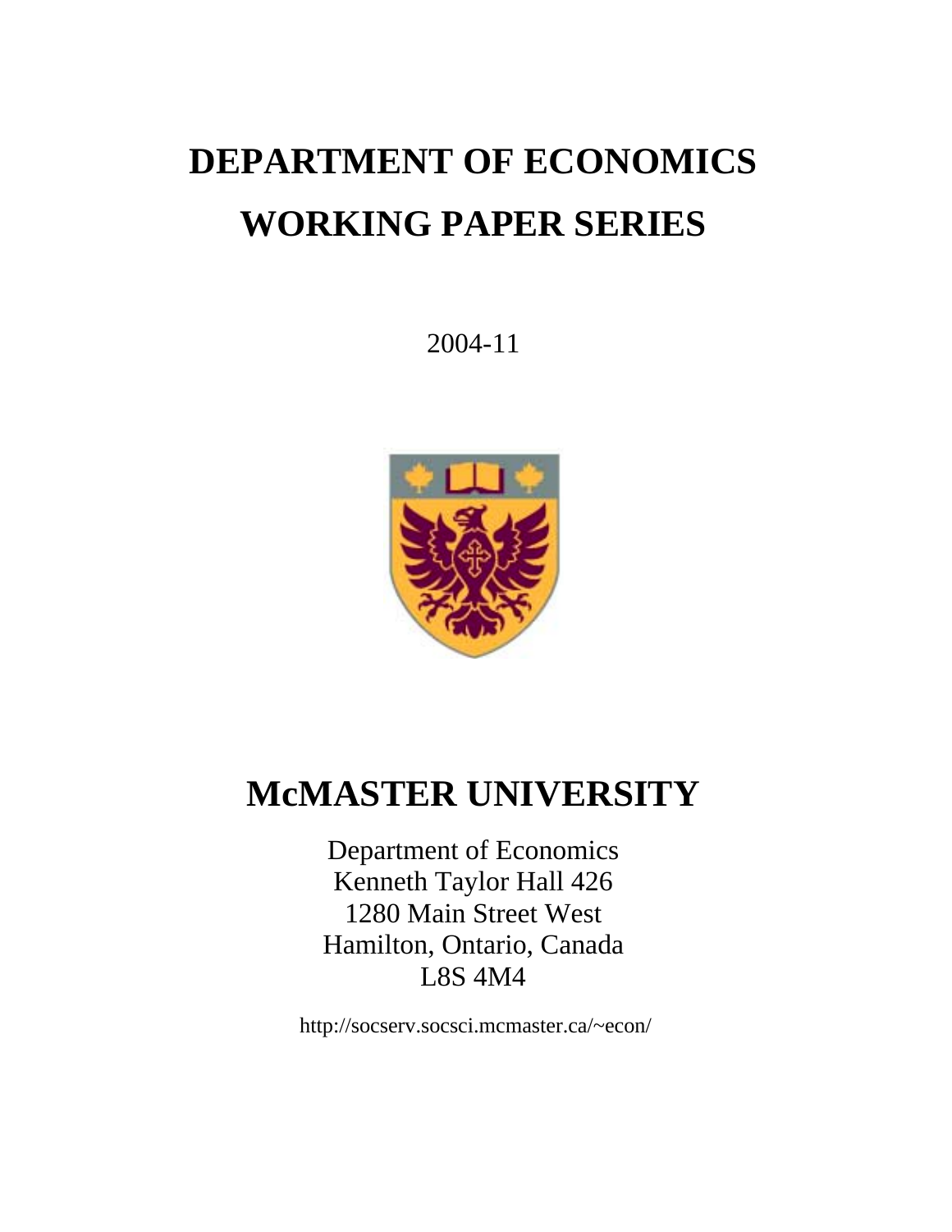# DEPARTMENT OF ECONOMICS
# WORKING PAPER SERIES

2004-11

# McMASTER UNIVERSITY

Department of Economics
Kenneth Taylor Hall 426
1280 Main Street West
Hamilton, Ontario, Canada
L8S 4M4

http://socserv.socsci.mcmaster.ca/~econ/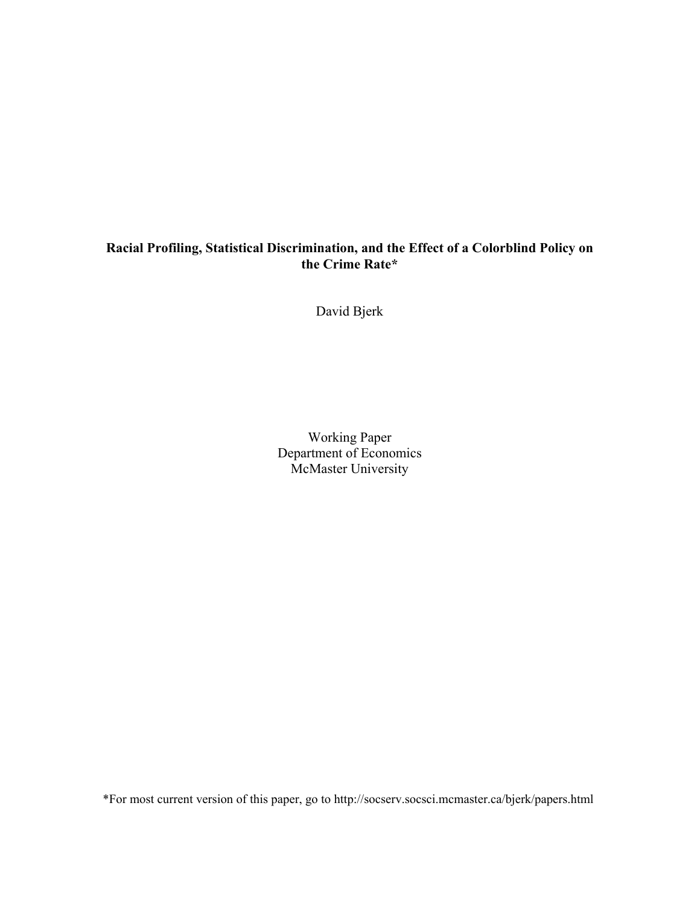**Racial Profiling, Statistical Discrimination, and the Effect of a Colorblind Policy on the Crime Rate***

David Bjerk

Working Paper
Department of Economics
McMaster University

*For most current version of this paper, go to http://socserv.socsci.mcmaster.ca/bjerk/papers.html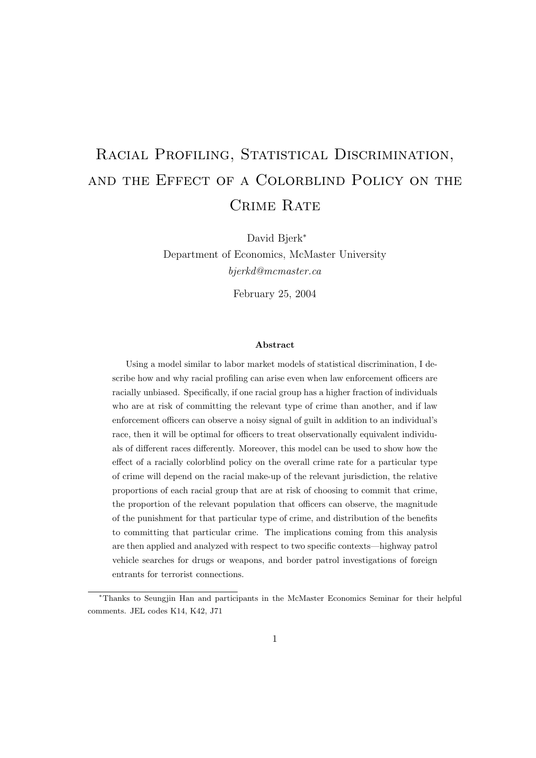# Racial Profiling, Statistical Discrimination, and the Effect of a Colorblind Policy on the Crime Rate

David Bjerk*

Department of Economics, McMaster University

*bjerkd@mcmaster.ca*

February 25, 2004

### Abstract

Using a model similar to labor market models of statistical discrimination, I describe how and why racial profiling can arise even when law enforcement officers are racially unbiased. Specifically, if one racial group has a higher fraction of individuals who are at risk of committing the relevant type of crime than another, and if law enforcement officers can observe a noisy signal of guilt in addition to an individual's race, then it will be optimal for officers to treat observationally equivalent individuals of different races differently. Moreover, this model can be used to show how the effect of a racially colorblind policy on the overall crime rate for a particular type of crime will depend on the racial make-up of the relevant jurisdiction, the relative proportions of each racial group that are at risk of choosing to commit that crime, the proportion of the relevant population that officers can observe, the magnitude of the punishment for that particular type of crime, and distribution of the benefits to committing that particular crime. The implications coming from this analysis are then applied and analyzed with respect to two specific contexts—highway patrol vehicle searches for drugs or weapons, and border patrol investigations of foreign entrants for terrorist connections.

---

*Thanks to Seungjin Han and participants in the McMaster Economics Seminar for their helpful comments. JEL codes K14, K42, J71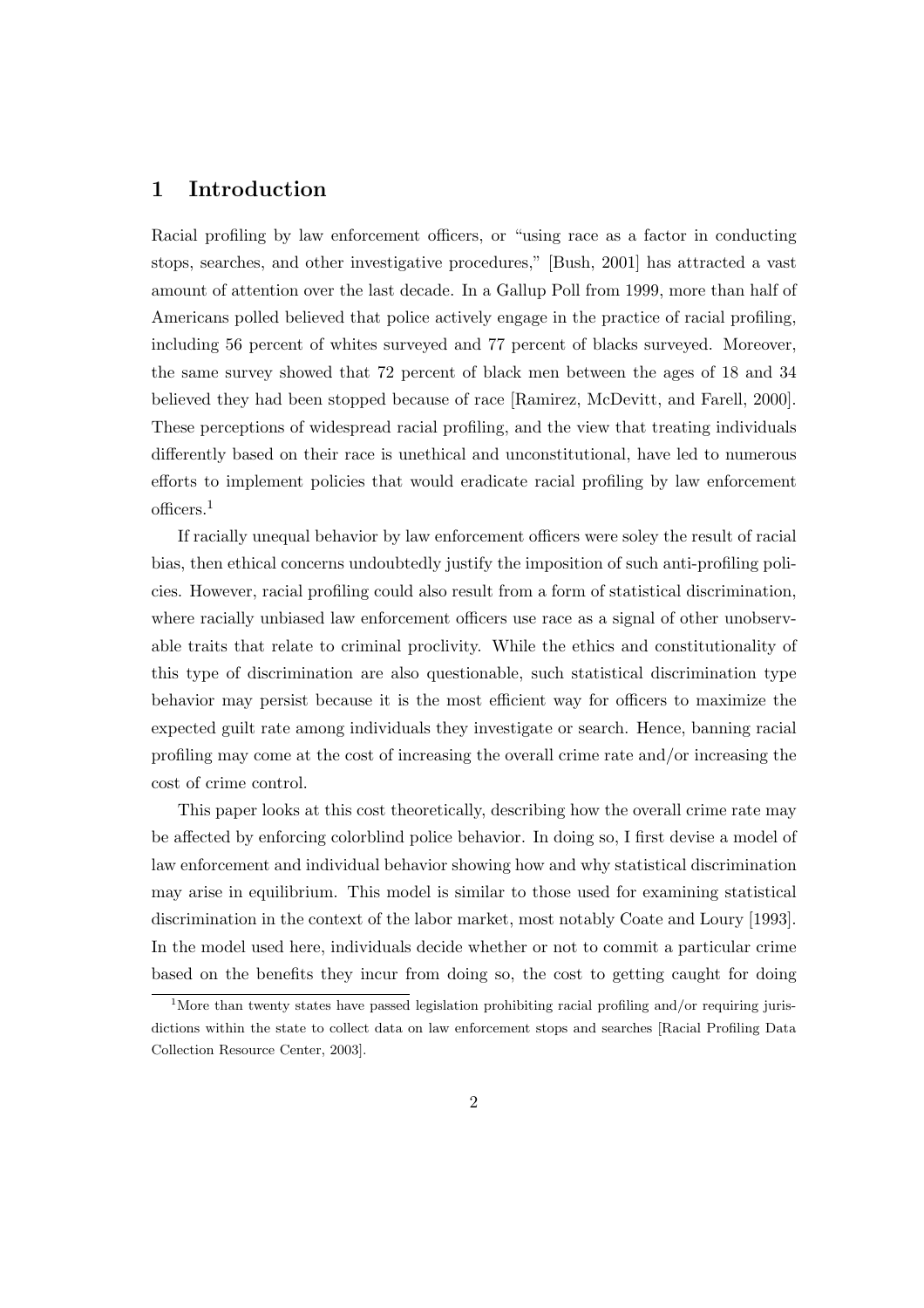# 1 Introduction

Racial profiling by law enforcement officers, or "using race as a factor in conducting stops, searches, and other investigative procedures," [Bush, 2001] has attracted a vast amount of attention over the last decade. In a Gallup Poll from 1999, more than half of Americans polled believed that police actively engage in the practice of racial profiling, including 56 percent of whites surveyed and 77 percent of blacks surveyed. Moreover, the same survey showed that 72 percent of black men between the ages of 18 and 34 believed they had been stopped because of race [Ramirez, McDevitt, and Farell, 2000]. These perceptions of widespread racial profiling, and the view that treating individuals differently based on their race is unethical and unconstitutional, have led to numerous efforts to implement policies that would eradicate racial profiling by law enforcement officers.[1]

If racially unequal behavior by law enforcement officers were soley the result of racial bias, then ethical concerns undoubtedly justify the imposition of such anti-profiling policies. However, racial profiling could also result from a form of statistical discrimination, where racially unbiased law enforcement officers use race as a signal of other unobservable traits that relate to criminal proclivity. While the ethics and constitutionality of this type of discrimination are also questionable, such statistical discrimination type behavior may persist because it is the most efficient way for officers to maximize the expected guilt rate among individuals they investigate or search. Hence, banning racial profiling may come at the cost of increasing the overall crime rate and/or increasing the cost of crime control.

This paper looks at this cost theoretically, describing how the overall crime rate may be affected by enforcing colorblind police behavior. In doing so, I first devise a model of law enforcement and individual behavior showing how and why statistical discrimination may arise in equilibrium. This model is similar to those used for examining statistical discrimination in the context of the labor market, most notably Coate and Loury [1993]. In the model used here, individuals decide whether or not to commit a particular crime based on the benefits they incur from doing so, the cost to getting caught for doing

[1] More than twenty states have passed legislation prohibiting racial profiling and/or requiring jurisdictions within the state to collect data on law enforcement stops and searches [Racial Profiling Data Collection Resource Center, 2003].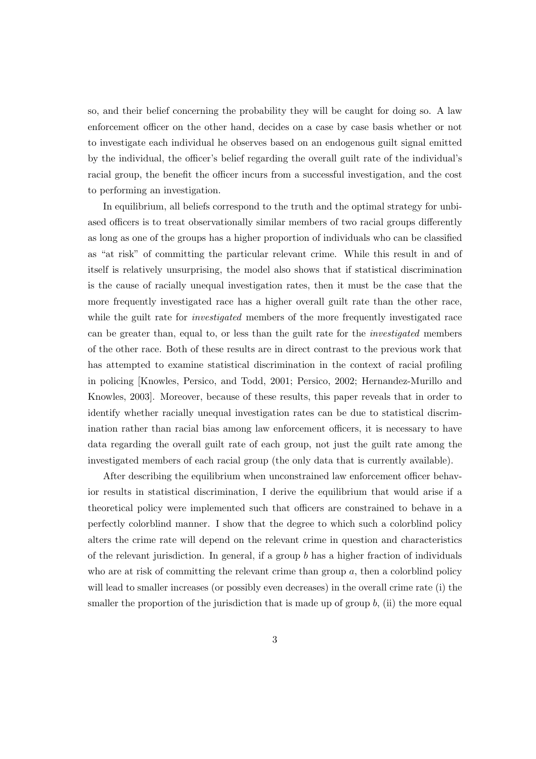so, and their belief concerning the probability they will be caught for doing so. A law enforcement officer on the other hand, decides on a case by case basis whether or not to investigate each individual he observes based on an endogenous guilt signal emitted by the individual, the officer's belief regarding the overall guilt rate of the individual's racial group, the benefit the officer incurs from a successful investigation, and the cost to performing an investigation.

In equilibrium, all beliefs correspond to the truth and the optimal strategy for unbiased officers is to treat observationally similar members of two racial groups differently as long as one of the groups has a higher proportion of individuals who can be classified as "at risk" of committing the particular relevant crime. While this result in and of itself is relatively unsurprising, the model also shows that if statistical discrimination is the cause of racially unequal investigation rates, then it must be the case that the more frequently investigated race has a higher overall guilt rate than the other race, while the guilt rate for *investigated* members of the more frequently investigated race can be greater than, equal to, or less than the guilt rate for the *investigated* members of the other race. Both of these results are in direct contrast to the previous work that has attempted to examine statistical discrimination in the context of racial profiling in policing [Knowles, Persico, and Todd, 2001; Persico, 2002; Hernandez-Murillo and Knowles, 2003]. Moreover, because of these results, this paper reveals that in order to identify whether racially unequal investigation rates can be due to statistical discrimination rather than racial bias among law enforcement officers, it is necessary to have data regarding the overall guilt rate of each group, not just the guilt rate among the investigated members of each racial group (the only data that is currently available).

After describing the equilibrium when unconstrained law enforcement officer behavior results in statistical discrimination, I derive the equilibrium that would arise if a theoretical policy were implemented such that officers are constrained to behave in a perfectly colorblind manner. I show that the degree to which such a colorblind policy alters the crime rate will depend on the relevant crime in question and characteristics of the relevant jurisdiction. In general, if a group $b$ has a higher fraction of individuals who are at risk of committing the relevant crime than group $a$, then a colorblind policy will lead to smaller increases (or possibly even decreases) in the overall crime rate (i) the smaller the proportion of the jurisdiction that is made up of group $b$, (ii) the more equal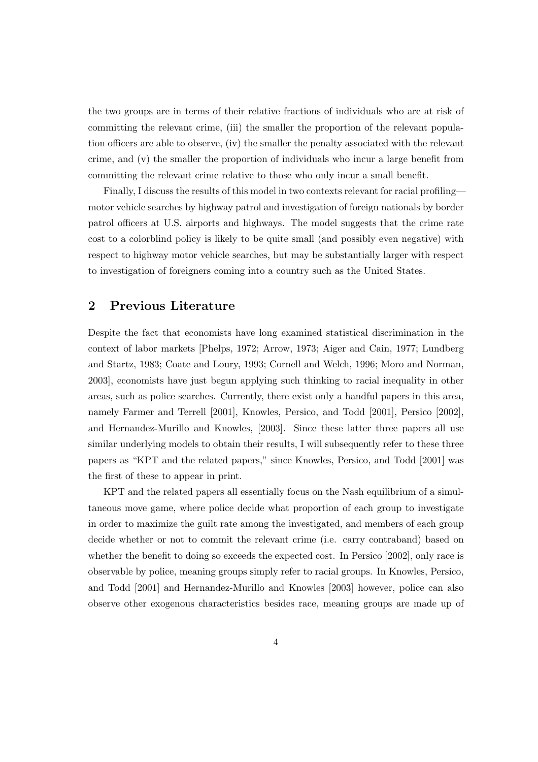the two groups are in terms of their relative fractions of individuals who are at risk of committing the relevant crime, (iii) the smaller the proportion of the relevant population officers are able to observe, (iv) the smaller the penalty associated with the relevant crime, and (v) the smaller the proportion of individuals who incur a large benefit from committing the relevant crime relative to those who only incur a small benefit.

Finally, I discuss the results of this model in two contexts relevant for racial profiling—motor vehicle searches by highway patrol and investigation of foreign nationals by border patrol officers at U.S. airports and highways. The model suggests that the crime rate cost to a colorblind policy is likely to be quite small (and possibly even negative) with respect to highway motor vehicle searches, but may be substantially larger with respect to investigation of foreigners coming into a country such as the United States.

## 2 Previous Literature

Despite the fact that economists have long examined statistical discrimination in the context of labor markets [Phelps, 1972; Arrow, 1973; Aiger and Cain, 1977; Lundberg and Startz, 1983; Coate and Loury, 1993; Cornell and Welch, 1996; Moro and Norman, 2003], economists have just begun applying such thinking to racial inequality in other areas, such as police searches. Currently, there exist only a handful papers in this area, namely Farmer and Terrell [2001], Knowles, Persico, and Todd [2001], Persico [2002], and Hernandez-Murillo and Knowles, [2003]. Since these latter three papers all use similar underlying models to obtain their results, I will subsequently refer to these three papers as "KPT and the related papers," since Knowles, Persico, and Todd [2001] was the first of these to appear in print.

KPT and the related papers all essentially focus on the Nash equilibrium of a simultaneous move game, where police decide what proportion of each group to investigate in order to maximize the guilt rate among the investigated, and members of each group decide whether or not to commit the relevant crime (i.e. carry contraband) based on whether the benefit to doing so exceeds the expected cost. In Persico [2002], only race is observable by police, meaning groups simply refer to racial groups. In Knowles, Persico, and Todd [2001] and Hernandez-Murillo and Knowles [2003] however, police can also observe other exogenous characteristics besides race, meaning groups are made up of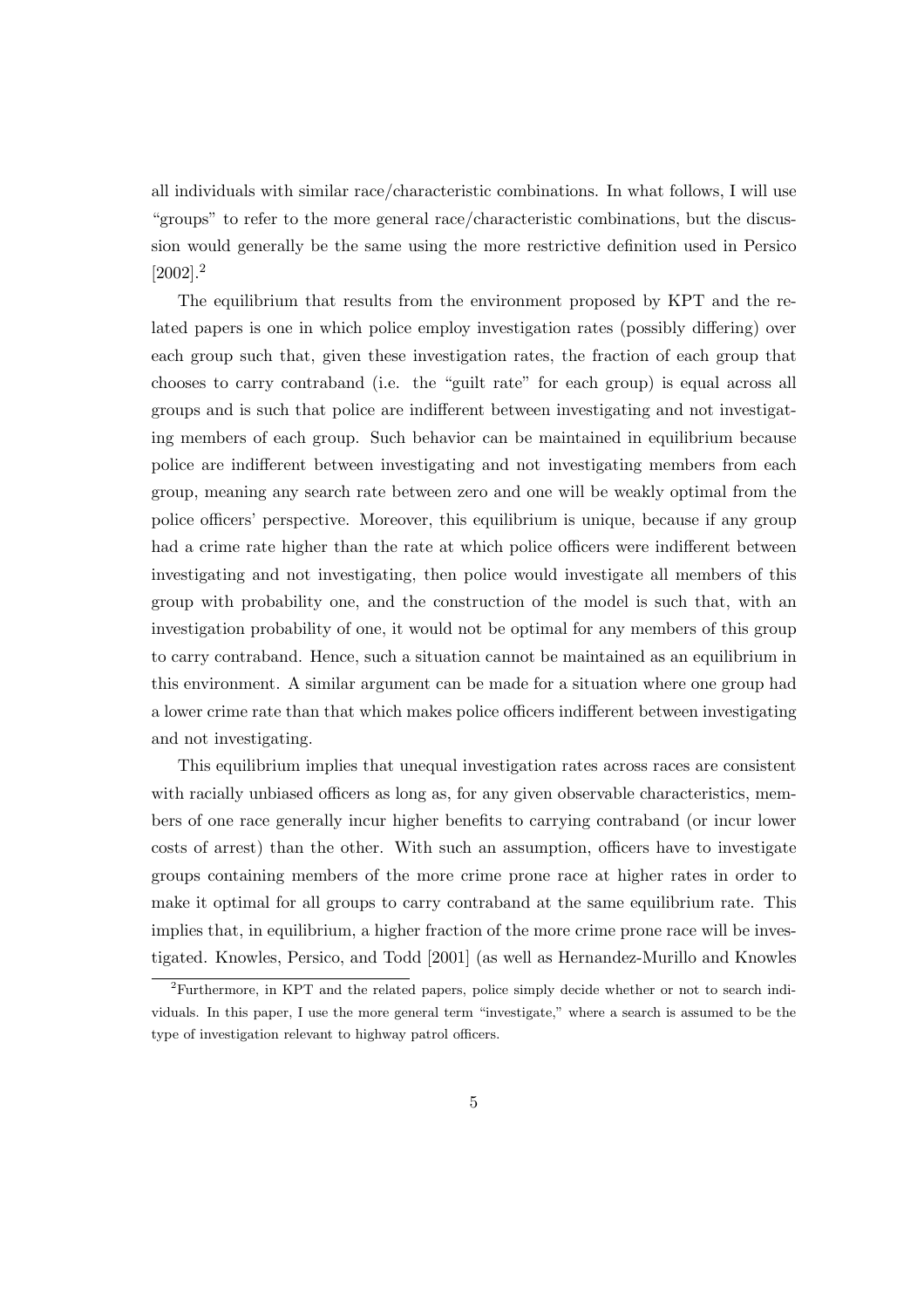all individuals with similar race/characteristic combinations. In what follows, I will use "groups" to refer to the more general race/characteristic combinations, but the discussion would generally be the same using the more restrictive definition used in Persico [2002].[2]

The equilibrium that results from the environment proposed by KPT and the related papers is one in which police employ investigation rates (possibly differing) over each group such that, given these investigation rates, the fraction of each group that chooses to carry contraband (i.e. the "guilt rate" for each group) is equal across all groups and is such that police are indifferent between investigating and not investigating members of each group. Such behavior can be maintained in equilibrium because police are indifferent between investigating and not investigating members from each group, meaning any search rate between zero and one will be weakly optimal from the police officers' perspective. Moreover, this equilibrium is unique, because if any group had a crime rate higher than the rate at which police officers were indifferent between investigating and not investigating, then police would investigate all members of this group with probability one, and the construction of the model is such that, with an investigation probability of one, it would not be optimal for any members of this group to carry contraband. Hence, such a situation cannot be maintained as an equilibrium in this environment. A similar argument can be made for a situation where one group had a lower crime rate than that which makes police officers indifferent between investigating and not investigating.

This equilibrium implies that unequal investigation rates across races are consistent with racially unbiased officers as long as, for any given observable characteristics, members of one race generally incur higher benefits to carrying contraband (or incur lower costs of arrest) than the other. With such an assumption, officers have to investigate groups containing members of the more crime prone race at higher rates in order to make it optimal for all groups to carry contraband at the same equilibrium rate. This implies that, in equilibrium, a higher fraction of the more crime prone race will be investigated. Knowles, Persico, and Todd [2001] (as well as Hernandez-Murillo and Knowles

[2] Furthermore, in KPT and the related papers, police simply decide whether or not to search individuals. In this paper, I use the more general term "investigate," where a search is assumed to be the type of investigation relevant to highway patrol officers.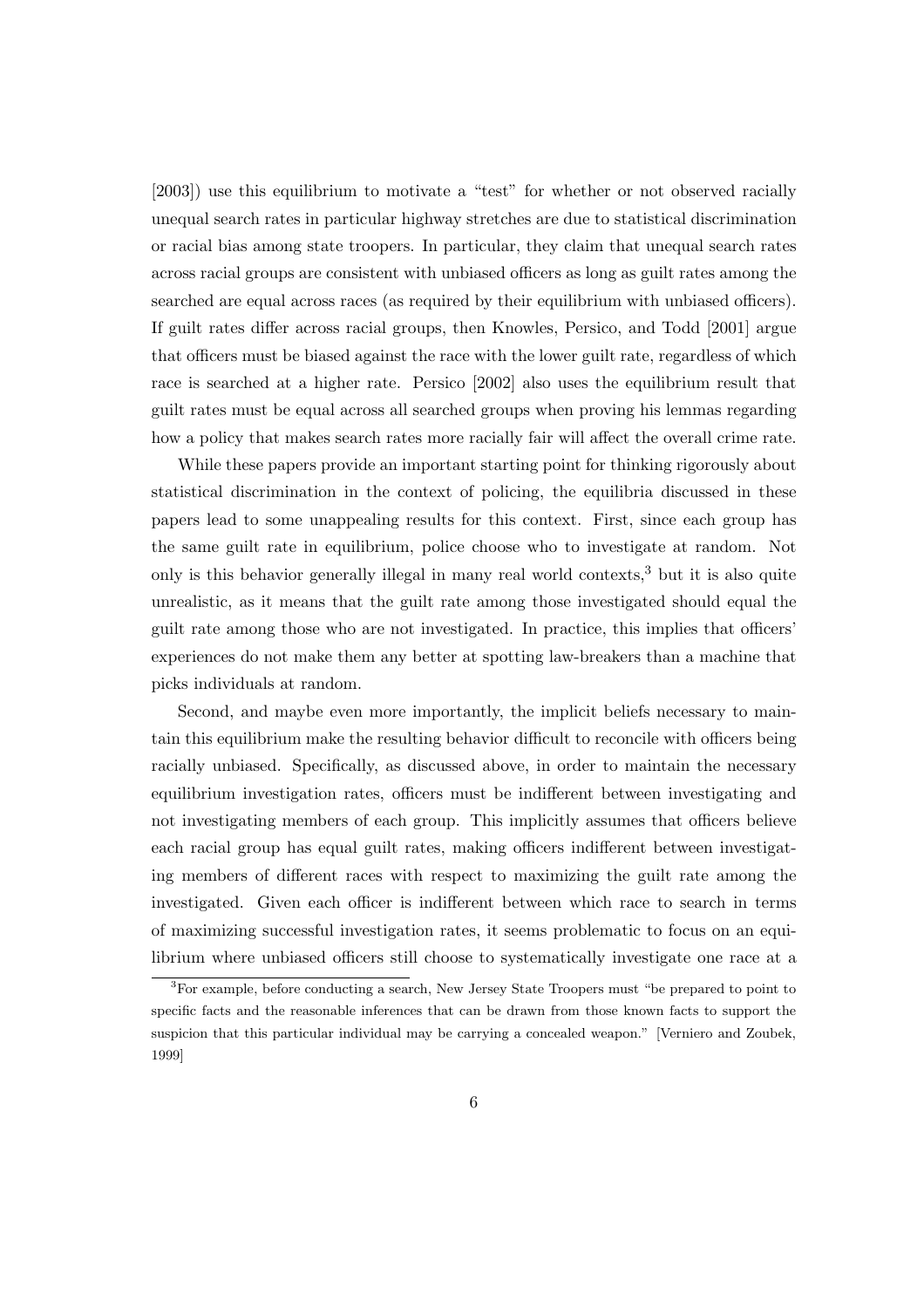[2003]) use this equilibrium to motivate a "test" for whether or not observed racially unequal search rates in particular highway stretches are due to statistical discrimination or racial bias among state troopers. In particular, they claim that unequal search rates across racial groups are consistent with unbiased officers as long as guilt rates among the searched are equal across races (as required by their equilibrium with unbiased officers). If guilt rates differ across racial groups, then Knowles, Persico, and Todd [2001] argue that officers must be biased against the race with the lower guilt rate, regardless of which race is searched at a higher rate. Persico [2002] also uses the equilibrium result that guilt rates must be equal across all searched groups when proving his lemmas regarding how a policy that makes search rates more racially fair will affect the overall crime rate.

While these papers provide an important starting point for thinking rigorously about statistical discrimination in the context of policing, the equilibria discussed in these papers lead to some unappealing results for this context. First, since each group has the same guilt rate in equilibrium, police choose who to investigate at random. Not only is this behavior generally illegal in many real world contexts,[3] but it is also quite unrealistic, as it means that the guilt rate among those investigated should equal the guilt rate among those who are not investigated. In practice, this implies that officers' experiences do not make them any better at spotting law-breakers than a machine that picks individuals at random.

Second, and maybe even more importantly, the implicit beliefs necessary to maintain this equilibrium make the resulting behavior difficult to reconcile with officers being racially unbiased. Specifically, as discussed above, in order to maintain the necessary equilibrium investigation rates, officers must be indifferent between investigating and not investigating members of each group. This implicitly assumes that officers believe each racial group has equal guilt rates, making officers indifferent between investigating members of different races with respect to maximizing the guilt rate among the investigated. Given each officer is indifferent between which race to search in terms of maximizing successful investigation rates, it seems problematic to focus on an equilibrium where unbiased officers still choose to systematically investigate one race at a

[3]For example, before conducting a search, New Jersey State Troopers must "be prepared to point to specific facts and the reasonable inferences that can be drawn from those known facts to support the suspicion that this particular individual may be carrying a concealed weapon." [Verniero and Zoubek, 1999]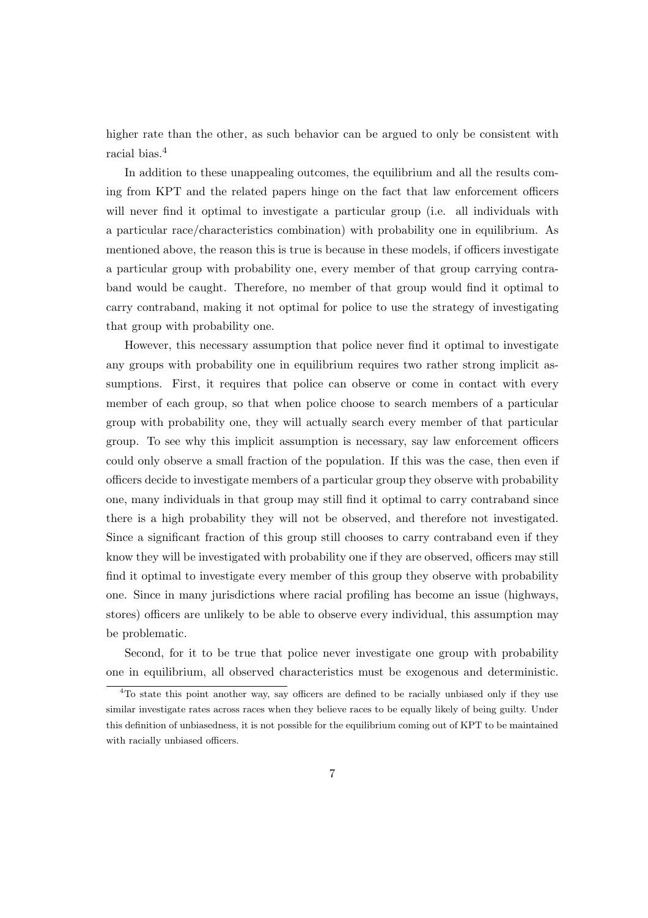higher rate than the other, as such behavior can be argued to only be consistent with racial bias.[4]

In addition to these unappealing outcomes, the equilibrium and all the results coming from KPT and the related papers hinge on the fact that law enforcement officers will never find it optimal to investigate a particular group (i.e. all individuals with a particular race/characteristics combination) with probability one in equilibrium. As mentioned above, the reason this is true is because in these models, if officers investigate a particular group with probability one, every member of that group carrying contraband would be caught. Therefore, no member of that group would find it optimal to carry contraband, making it not optimal for police to use the strategy of investigating that group with probability one.

However, this necessary assumption that police never find it optimal to investigate any groups with probability one in equilibrium requires two rather strong implicit assumptions. First, it requires that police can observe or come in contact with every member of each group, so that when police choose to search members of a particular group with probability one, they will actually search every member of that particular group. To see why this implicit assumption is necessary, say law enforcement officers could only observe a small fraction of the population. If this was the case, then even if officers decide to investigate members of a particular group they observe with probability one, many individuals in that group may still find it optimal to carry contraband since there is a high probability they will not be observed, and therefore not investigated. Since a significant fraction of this group still chooses to carry contraband even if they know they will be investigated with probability one if they are observed, officers may still find it optimal to investigate every member of this group they observe with probability one. Since in many jurisdictions where racial profiling has become an issue (highways, stores) officers are unlikely to be able to observe every individual, this assumption may be problematic.

Second, for it to be true that police never investigate one group with probability one in equilibrium, all observed characteristics must be exogenous and deterministic.

[4] To state this point another way, say officers are defined to be racially unbiased only if they use similar investigate rates across races when they believe races to be equally likely of being guilty. Under this definition of unbiasedness, it is not possible for the equilibrium coming out of KPT to be maintained with racially unbiased officers.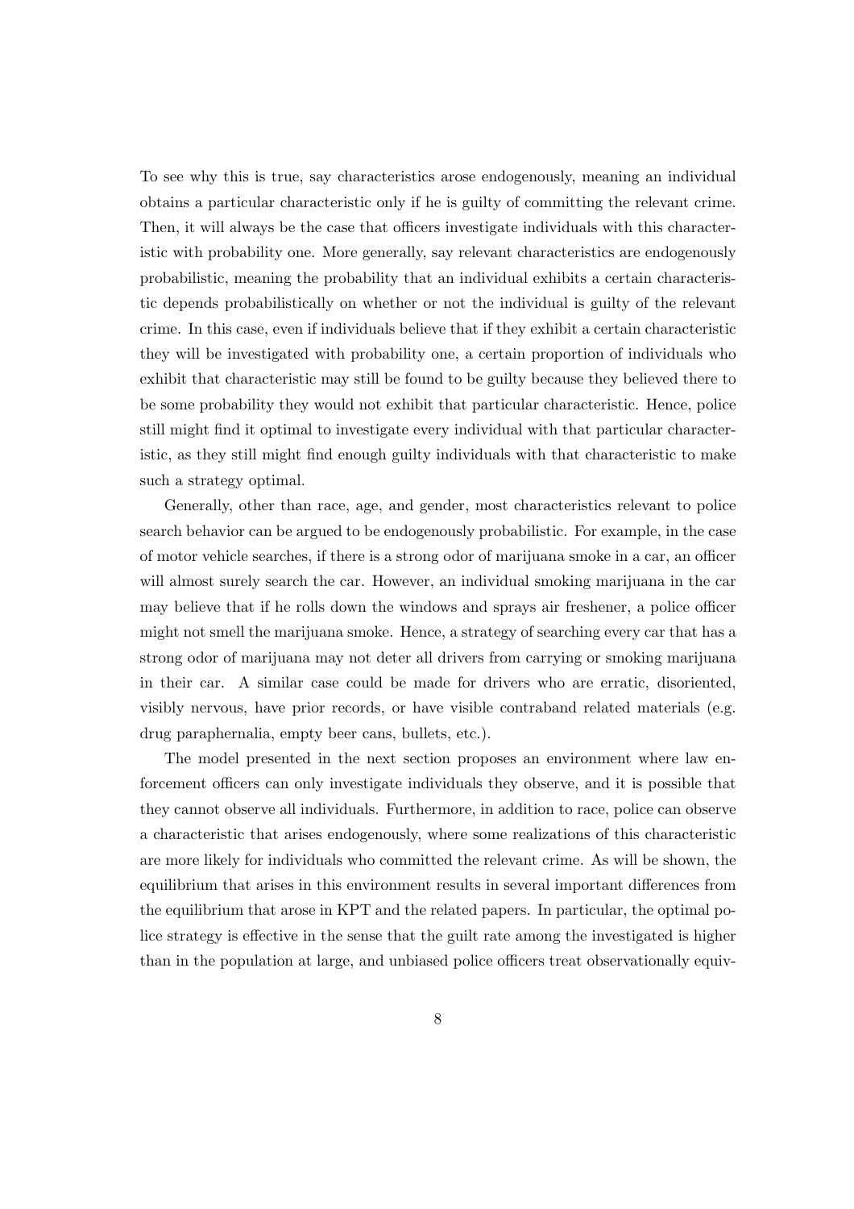To see why this is true, say characteristics arose endogenously, meaning an individual obtains a particular characteristic only if he is guilty of committing the relevant crime. Then, it will always be the case that officers investigate individuals with this characteristic with probability one. More generally, say relevant characteristics are endogenously probabilistic, meaning the probability that an individual exhibits a certain characteristic depends probabilistically on whether or not the individual is guilty of the relevant crime. In this case, even if individuals believe that if they exhibit a certain characteristic they will be investigated with probability one, a certain proportion of individuals who exhibit that characteristic may still be found to be guilty because they believed there to be some probability they would not exhibit that particular characteristic. Hence, police still might find it optimal to investigate every individual with that particular characteristic, as they still might find enough guilty individuals with that characteristic to make such a strategy optimal.

Generally, other than race, age, and gender, most characteristics relevant to police search behavior can be argued to be endogenously probabilistic. For example, in the case of motor vehicle searches, if there is a strong odor of marijuana smoke in a car, an officer will almost surely search the car. However, an individual smoking marijuana in the car may believe that if he rolls down the windows and sprays air freshener, a police officer might not smell the marijuana smoke. Hence, a strategy of searching every car that has a strong odor of marijuana may not deter all drivers from carrying or smoking marijuana in their car. A similar case could be made for drivers who are erratic, disoriented, visibly nervous, have prior records, or have visible contraband related materials (e.g. drug paraphernalia, empty beer cans, bullets, etc.).

The model presented in the next section proposes an environment where law enforcement officers can only investigate individuals they observe, and it is possible that they cannot observe all individuals. Furthermore, in addition to race, police can observe a characteristic that arises endogenously, where some realizations of this characteristic are more likely for individuals who committed the relevant crime. As will be shown, the equilibrium that arises in this environment results in several important differences from the equilibrium that arose in KPT and the related papers. In particular, the optimal police strategy is effective in the sense that the guilt rate among the investigated is higher than in the population at large, and unbiased police officers treat observationally equiv-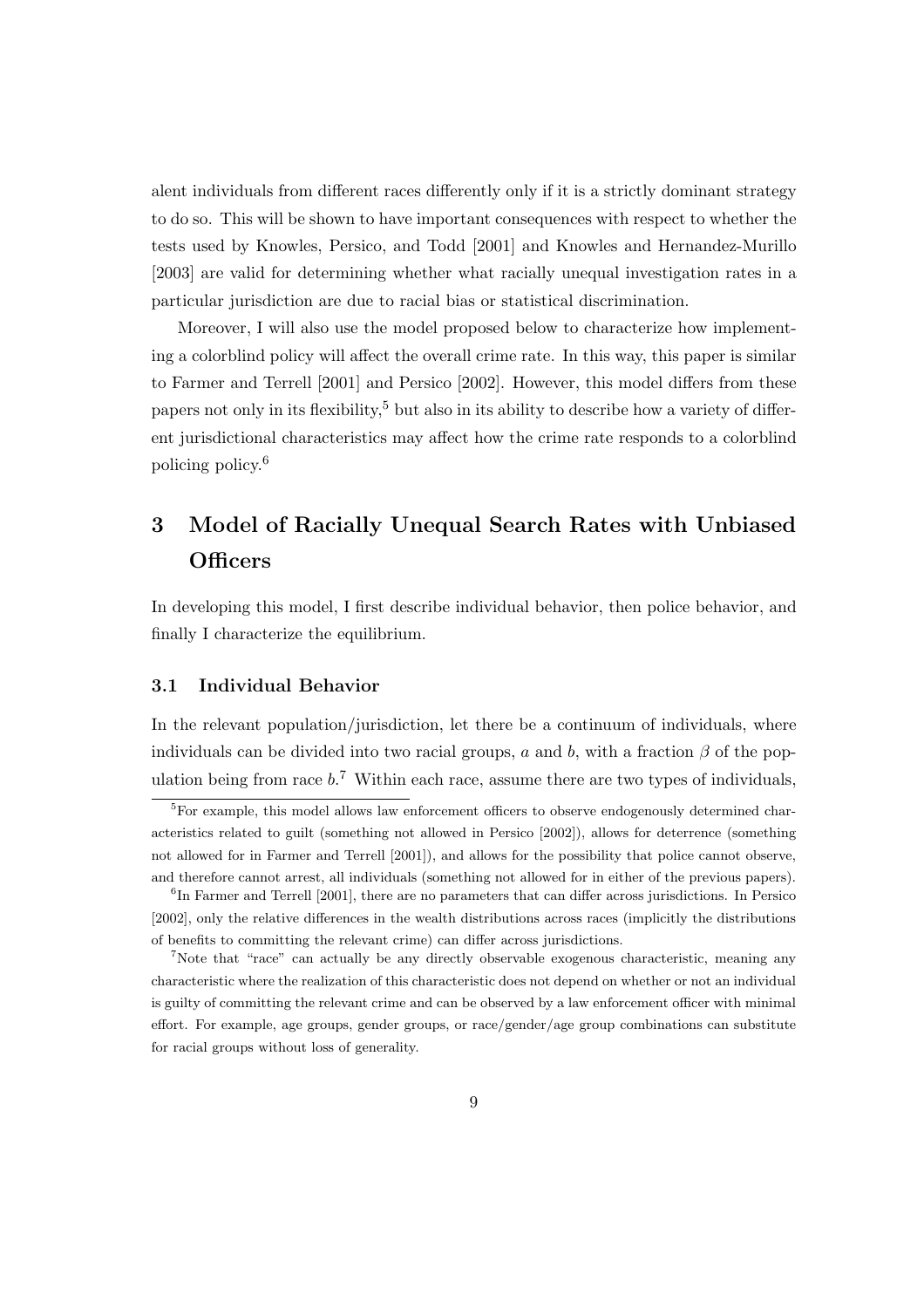alent individuals from different races differently only if it is a strictly dominant strategy to do so. This will be shown to have important consequences with respect to whether the tests used by Knowles, Persico, and Todd [2001] and Knowles and Hernandez-Murillo [2003] are valid for determining whether what racially unequal investigation rates in a particular jurisdiction are due to racial bias or statistical discrimination.

Moreover, I will also use the model proposed below to characterize how implementing a colorblind policy will affect the overall crime rate. In this way, this paper is similar to Farmer and Terrell [2001] and Persico [2002]. However, this model differs from these papers not only in its flexibility,[5] but also in its ability to describe how a variety of different jurisdictional characteristics may affect how the crime rate responds to a colorblind policing policy.[6]

# 3 Model of Racially Unequal Search Rates with Unbiased Officers

In developing this model, I first describe individual behavior, then police behavior, and finally I characterize the equilibrium.

## 3.1 Individual Behavior

In the relevant population/jurisdiction, let there be a continuum of individuals, where individuals can be divided into two racial groups, $a$ and $b$, with a fraction $\beta$ of the population being from race $b$.[7] Within each race, assume there are two types of individuals,

---

[5] For example, this model allows law enforcement officers to observe endogenously determined characteristics related to guilt (something not allowed in Persico [2002]), allows for deterrence (something not allowed for in Farmer and Terrell [2001]), and allows for the possibility that police cannot observe, and therefore cannot arrest, all individuals (something not allowed for in either of the previous papers).

[6] In Farmer and Terrell [2001], there are no parameters that can differ across jurisdictions. In Persico [2002], only the relative differences in the wealth distributions across races (implicitly the distributions of benefits to committing the relevant crime) can differ across jurisdictions.

[7] Note that "race" can actually be any directly observable exogenous characteristic, meaning any characteristic where the realization of this characteristic does not depend on whether or not an individual is guilty of committing the relevant crime and can be observed by a law enforcement officer with minimal effort. For example, age groups, gender groups, or race/gender/age group combinations can substitute for racial groups without loss of generality.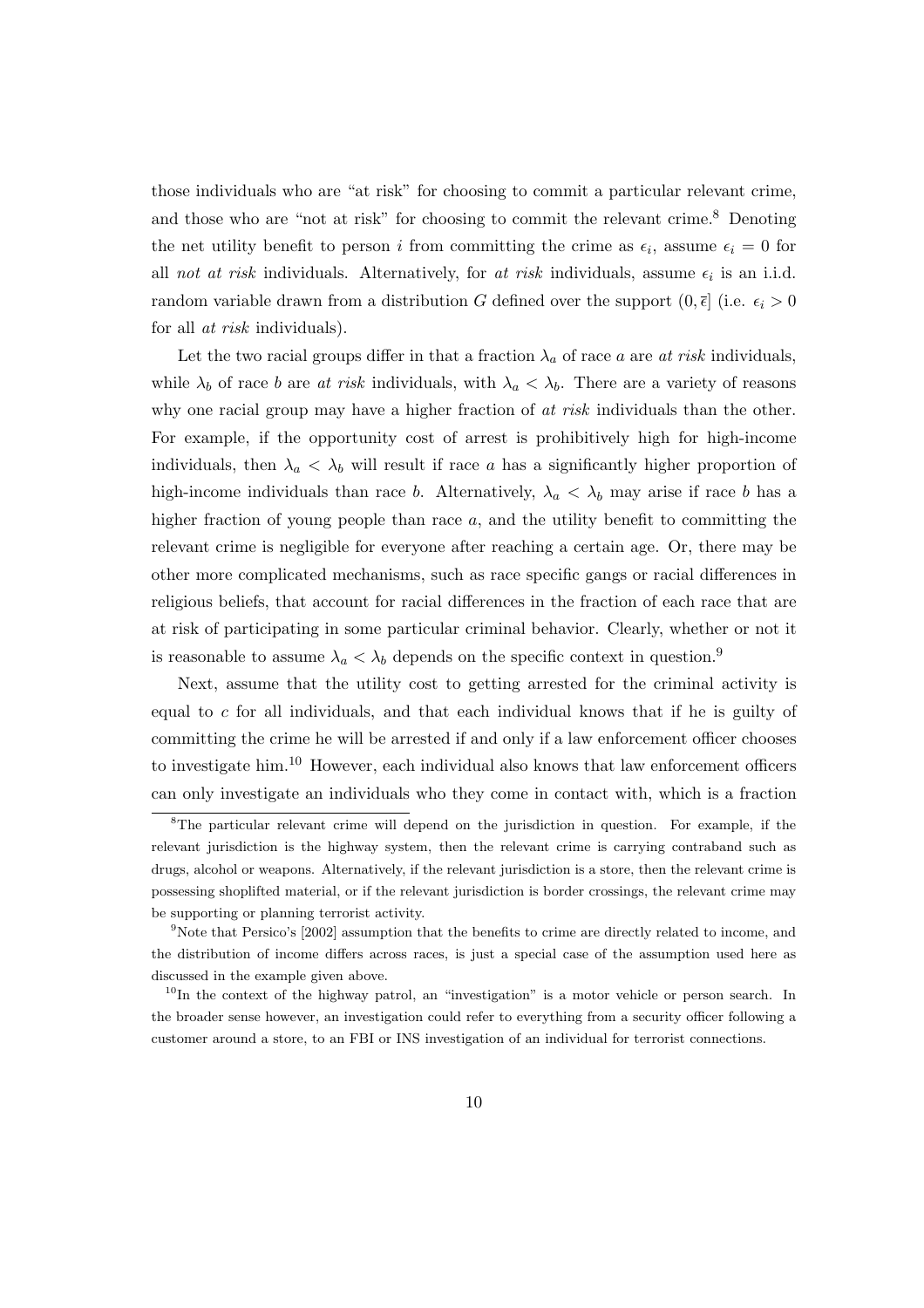those individuals who are "at risk" for choosing to commit a particular relevant crime, and those who are "not at risk" for choosing to commit the relevant crime.[8] Denoting the net utility benefit to person $i$ from committing the crime as $\epsilon_i$, assume $\epsilon_i = 0$ for all *not at risk* individuals. Alternatively, for *at risk* individuals, assume $\epsilon_i$ is an i.i.d. random variable drawn from a distribution $G$ defined over the support $(0, \overline{\epsilon}]$ (i.e. $\epsilon_i > 0$ for all *at risk* individuals).

Let the two racial groups differ in that a fraction $\lambda_a$ of race $a$ are *at risk* individuals, while $\lambda_b$ of race $b$ are *at risk* individuals, with $\lambda_a < \lambda_b$. There are a variety of reasons why one racial group may have a higher fraction of *at risk* individuals than the other. For example, if the opportunity cost of arrest is prohibitively high for high-income individuals, then $\lambda_a < \lambda_b$ will result if race $a$ has a significantly higher proportion of high-income individuals than race $b$. Alternatively, $\lambda_a < \lambda_b$ may arise if race $b$ has a higher fraction of young people than race $a$, and the utility benefit to committing the relevant crime is negligible for everyone after reaching a certain age. Or, there may be other more complicated mechanisms, such as race specific gangs or racial differences in religious beliefs, that account for racial differences in the fraction of each race that are at risk of participating in some particular criminal behavior. Clearly, whether or not it is reasonable to assume $\lambda_a < \lambda_b$ depends on the specific context in question.[9]

Next, assume that the utility cost to getting arrested for the criminal activity is equal to $c$ for all individuals, and that each individual knows that if he is guilty of committing the crime he will be arrested if and only if a law enforcement officer chooses to investigate him.[10] However, each individual also knows that law enforcement officers can only investigate an individuals who they come in contact with, which is a fraction

[8] The particular relevant crime will depend on the jurisdiction in question. For example, if the relevant jurisdiction is the highway system, then the relevant crime is carrying contraband such as drugs, alcohol or weapons. Alternatively, if the relevant jurisdiction is a store, then the relevant crime is possessing shoplifted material, or if the relevant jurisdiction is border crossings, the relevant crime may be supporting or planning terrorist activity.

[9] Note that Persico's [2002] assumption that the benefits to crime are directly related to income, and the distribution of income differs across races, is just a special case of the assumption used here as discussed in the example given above.

[10] In the context of the highway patrol, an "investigation" is a motor vehicle or person search. In the broader sense however, an investigation could refer to everything from a security officer following a customer around a store, to an FBI or INS investigation of an individual for terrorist connections.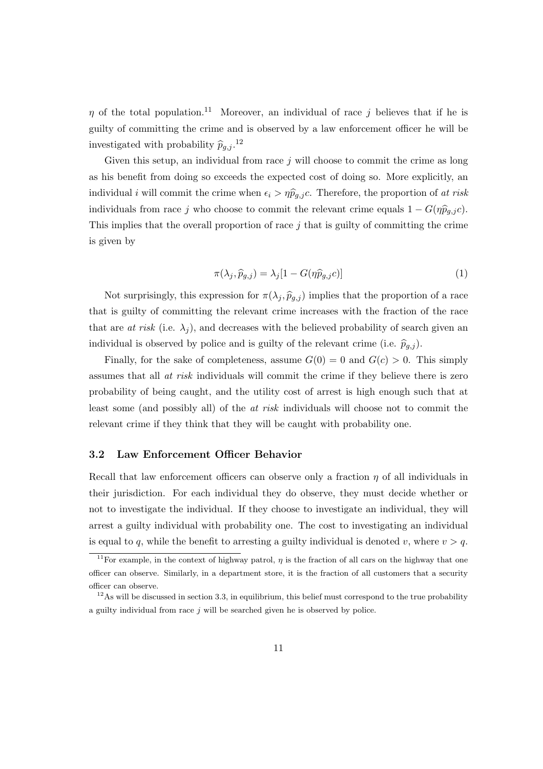$\eta$ of the total population.[11] Moreover, an individual of race $j$ believes that if he is guilty of committing the crime and is observed by a law enforcement officer he will be investigated with probability $\widehat{p}_{g,j}$.[12]

Given this setup, an individual from race $j$ will choose to commit the crime as long as his benefit from doing so exceeds the expected cost of doing so. More explicitly, an individual $i$ will commit the crime when $\epsilon_i > \eta \widehat{p}_{g,j} c$. Therefore, the proportion of *at risk* individuals from race $j$ who choose to commit the relevant crime equals $1 - G(\eta \widehat{p}_{g,j} c)$. This implies that the overall proportion of race $j$ that is guilty of committing the crime is given by

$$\pi(\lambda_j, \widehat{p}_{g,j}) = \lambda_j [1 - G(\eta \widehat{p}_{g,j} c)] \tag{1}$$

Not surprisingly, this expression for $\pi(\lambda_j, \widehat{p}_{g,j})$ implies that the proportion of a race that is guilty of committing the relevant crime increases with the fraction of the race that are *at risk* (i.e. $\lambda_j$), and decreases with the believed probability of search given an individual is observed by police and is guilty of the relevant crime (i.e. $\widehat{p}_{g,j}$).

Finally, for the sake of completeness, assume $G(0) = 0$ and $G(c) > 0$. This simply assumes that all *at risk* individuals will commit the crime if they believe there is zero probability of being caught, and the utility cost of arrest is high enough such that at least some (and possibly all) of the *at risk* individuals will choose not to commit the relevant crime if they think that they will be caught with probability one.

### 3.2 Law Enforcement Officer Behavior

Recall that law enforcement officers can observe only a fraction $\eta$ of all individuals in their jurisdiction. For each individual they do observe, they must decide whether or not to investigate the individual. If they choose to investigate an individual, they will arrest a guilty individual with probability one. The cost to investigating an individual is equal to $q$, while the benefit to arresting a guilty individual is denoted $v$, where $v > q$.

[11] For example, in the context of highway patrol, $\eta$ is the fraction of all cars on the highway that one officer can observe. Similarly, in a department store, it is the fraction of all customers that a security officer can observe.

[12] As will be discussed in section 3.3, in equilibrium, this belief must correspond to the true probability a guilty individual from race $j$ will be searched given he is observed by police.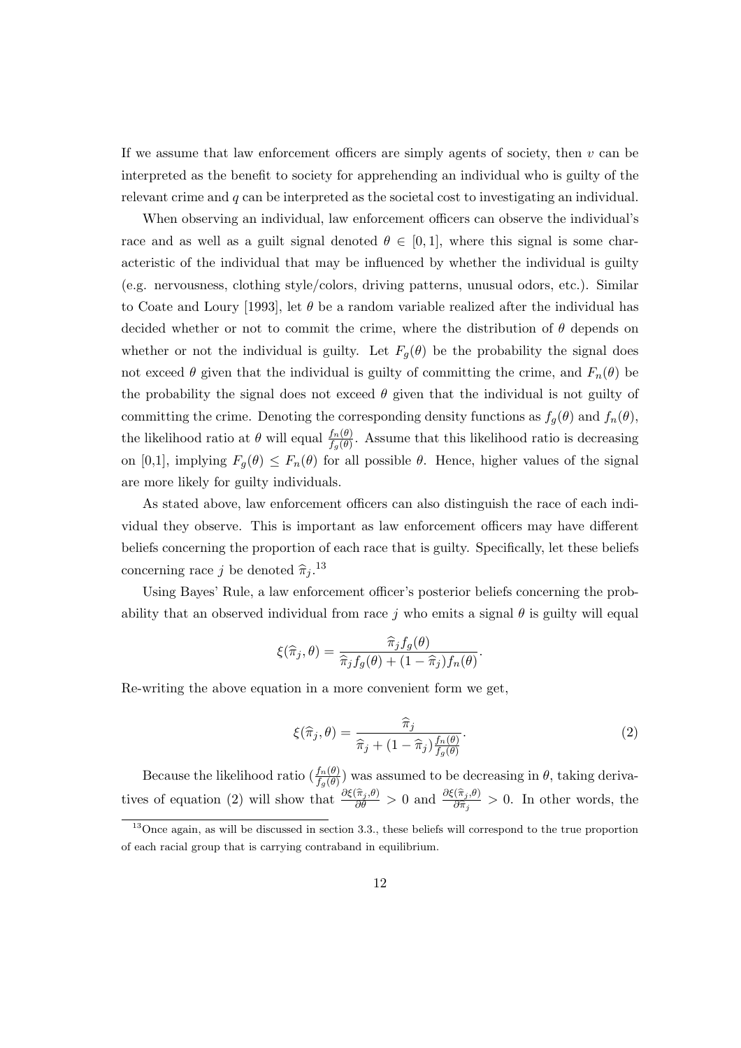If we assume that law enforcement officers are simply agents of society, then $v$ can be interpreted as the benefit to society for apprehending an individual who is guilty of the relevant crime and $q$ can be interpreted as the societal cost to investigating an individual.

When observing an individual, law enforcement officers can observe the individual's race and as well as a guilt signal denoted $\theta \in [0, 1]$, where this signal is some characteristic of the individual that may be influenced by whether the individual is guilty (e.g. nervousness, clothing style/colors, driving patterns, unusual odors, etc.). Similar to Coate and Loury [1993], let $\theta$ be a random variable realized after the individual has decided whether or not to commit the crime, where the distribution of $\theta$ depends on whether or not the individual is guilty. Let $F_g(\theta)$ be the probability the signal does not exceed $\theta$ given that the individual is guilty of committing the crime, and $F_n(\theta)$ be the probability the signal does not exceed $\theta$ given that the individual is not guilty of committing the crime. Denoting the corresponding density functions as $f_g(\theta)$ and $f_n(\theta)$, the likelihood ratio at $\theta$ will equal $\frac{f_n(\theta)}{f_g(\theta)}$. Assume that this likelihood ratio is decreasing on [0,1], implying $F_g(\theta) \leq F_n(\theta)$ for all possible $\theta$. Hence, higher values of the signal are more likely for guilty individuals.

As stated above, law enforcement officers can also distinguish the race of each individual they observe. This is important as law enforcement officers may have different beliefs concerning the proportion of each race that is guilty. Specifically, let these beliefs concerning race $j$ be denoted $\widehat{\pi}_j$.[13]

Using Bayes' Rule, a law enforcement officer's posterior beliefs concerning the probability that an observed individual from race $j$ who emits a signal $\theta$ is guilty will equal

$$\xi(\widehat{\pi}_j, \theta) = \frac{\widehat{\pi}_j f_g(\theta)}{\widehat{\pi}_j f_g(\theta) + (1 - \widehat{\pi}_j) f_n(\theta)}.$$

Re-writing the above equation in a more convenient form we get,

$$\xi(\widehat{\pi}_j, \theta) = \frac{\widehat{\pi}_j}{\widehat{\pi}_j + (1 - \widehat{\pi}_j)\frac{f_n(\theta)}{f_g(\theta)}}. \tag{2}$$

Because the likelihood ratio ($\frac{f_n(\theta)}{f_g(\theta)}$) was assumed to be decreasing in $\theta$, taking derivatives of equation (2) will show that $\frac{\partial \xi(\widehat{\pi}_j, \theta)}{\partial \theta} > 0$ and $\frac{\partial \xi(\widehat{\pi}_j, \theta)}{\partial \widehat{\pi}_j} > 0$. In other words, the

[13] Once again, as will be discussed in section 3.3., these beliefs will correspond to the true proportion of each racial group that is carrying contraband in equilibrium.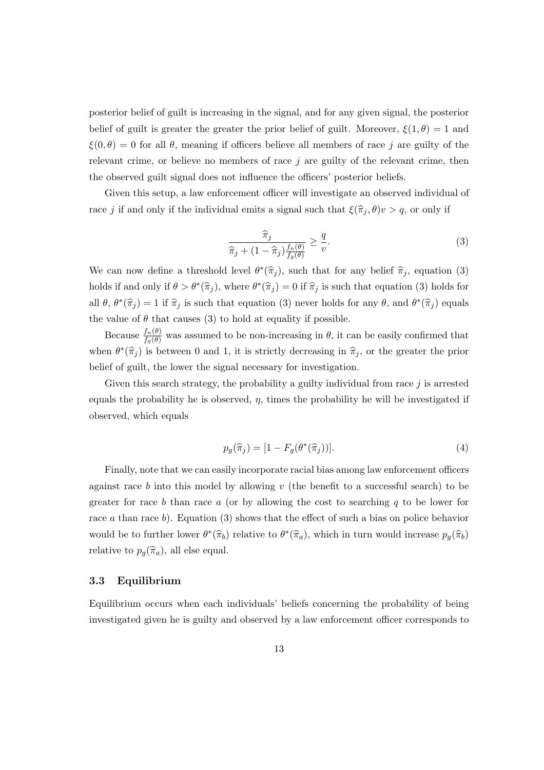posterior belief of guilt is increasing in the signal, and for any given signal, the posterior belief of guilt is greater the greater the prior belief of guilt. Moreover, $\xi(1, \theta) = 1$ and $\xi(0, \theta) = 0$ for all $\theta$, meaning if officers believe all members of race $j$ are guilty of the relevant crime, or believe no members of race $j$ are guilty of the relevant crime, then the observed guilt signal does not influence the officers' posterior beliefs.

Given this setup, a law enforcement officer will investigate an observed individual of race $j$ if and only if the individual emits a signal such that $\xi(\widehat{\pi}_j, \theta)v > q$, or only if

$$\frac{\widehat{\pi}_j}{\widehat{\pi}_j + (1 - \widehat{\pi}_j)\frac{f_n(\theta)}{f_g(\theta)}} \geq \frac{q}{v}. \tag{3}$$

We can now define a threshold level $\theta^*(\widehat{\pi}_j)$, such that for any belief $\widehat{\pi}_j$, equation (3) holds if and only if $\theta > \theta^*(\widehat{\pi}_j)$, where $\theta^*(\widehat{\pi}_j) = 0$ if $\widehat{\pi}_j$ is such that equation (3) holds for all $\theta$, $\theta^*(\widehat{\pi}_j) = 1$ if $\widehat{\pi}_j$ is such that equation (3) never holds for any $\theta$, and $\theta^*(\widehat{\pi}_j)$ equals the value of $\theta$ that causes (3) to hold at equality if possible.

Because $\frac{f_n(\theta)}{f_g(\theta)}$ was assumed to be non-increasing in $\theta$, it can be easily confirmed that when $\theta^*(\widehat{\pi}_j)$ is between 0 and 1, it is strictly decreasing in $\widehat{\pi}_j$, or the greater the prior belief of guilt, the lower the signal necessary for investigation.

Given this search strategy, the probability a guilty individual from race $j$ is arrested equals the probability he is observed, $\eta$, times the probability he will be investigated if observed, which equals

$$p_g(\widehat{\pi}_j) = [1 - F_g(\theta^*(\widehat{\pi}_j))]. \tag{4}$$

Finally, note that we can easily incorporate racial bias among law enforcement officers against race $b$ into this model by allowing $v$ (the benefit to a successful search) to be greater for race $b$ than race $a$ (or by allowing the cost to searching $q$ to be lower for race $a$ than race $b$). Equation (3) shows that the effect of such a bias on police behavior would be to further lower $\theta^*(\widehat{\pi}_b)$ relative to $\theta^*(\widehat{\pi}_a)$, which in turn would increase $p_g(\widehat{\pi}_b)$ relative to $p_g(\widehat{\pi}_a)$, all else equal.

### 3.3 Equilibrium

Equilibrium occurs when each individuals' beliefs concerning the probability of being investigated given he is guilty and observed by a law enforcement officer corresponds to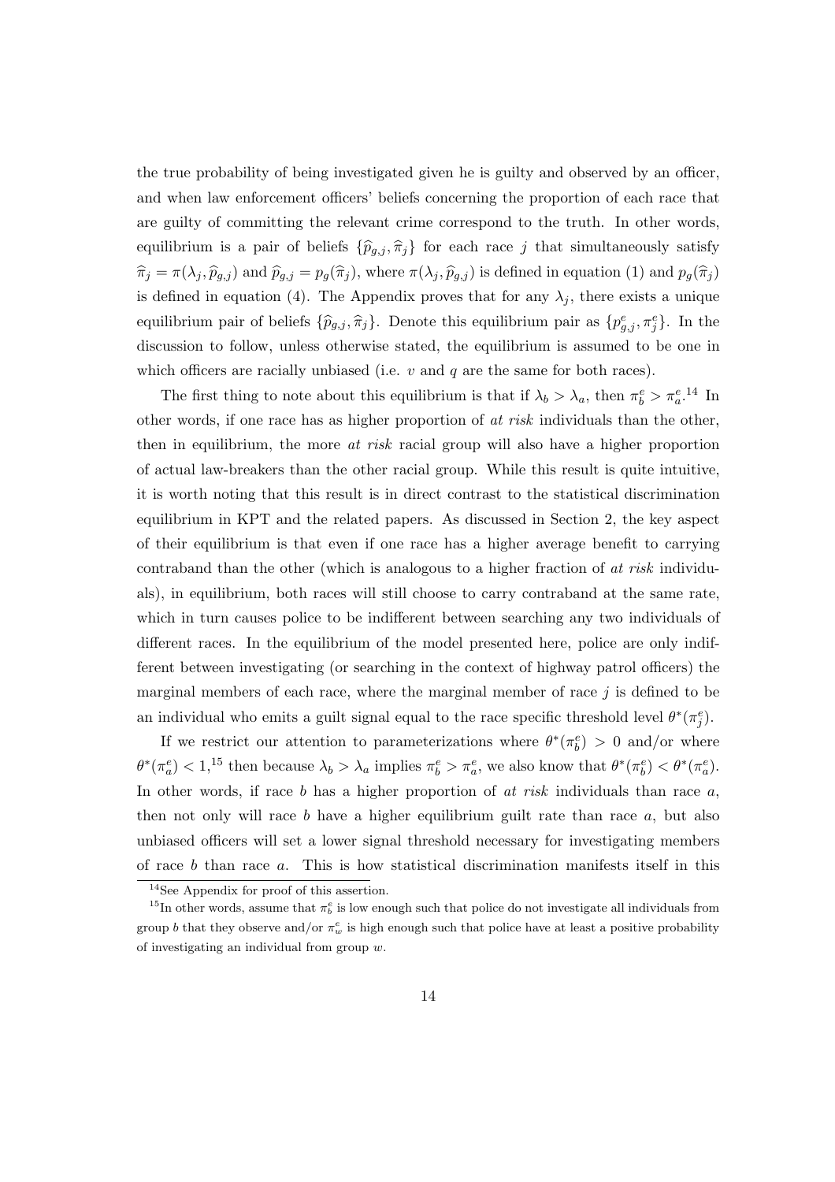the true probability of being investigated given he is guilty and observed by an officer, and when law enforcement officers' beliefs concerning the proportion of each race that are guilty of committing the relevant crime correspond to the truth. In other words, equilibrium is a pair of beliefs $\{\widehat{p}_{g,j}, \widehat{\pi}_j\}$ for each race $j$ that simultaneously satisfy $\widehat{\pi}_j = \pi(\lambda_j, \widehat{p}_{g,j})$ and $\widehat{p}_{g,j} = p_g(\widehat{\pi}_j)$, where $\pi(\lambda_j, \widehat{p}_{g,j})$ is defined in equation (1) and $p_g(\widehat{\pi}_j)$ is defined in equation (4). The Appendix proves that for any $\lambda_j$, there exists a unique equilibrium pair of beliefs $\{\widehat{p}_{g,j}, \widehat{\pi}_j\}$. Denote this equilibrium pair as $\{p^e_{g,j}, \pi^e_j\}$. In the discussion to follow, unless otherwise stated, the equilibrium is assumed to be one in which officers are racially unbiased (i.e. $v$ and $q$ are the same for both races).

The first thing to note about this equilibrium is that if $\lambda_b > \lambda_a$, then $\pi^e_b > \pi^e_a$.[14] In other words, if one race has as higher proportion of *at risk* individuals than the other, then in equilibrium, the more *at risk* racial group will also have a higher proportion of actual law-breakers than the other racial group. While this result is quite intuitive, it is worth noting that this result is in direct contrast to the statistical discrimination equilibrium in KPT and the related papers. As discussed in Section 2, the key aspect of their equilibrium is that even if one race has a higher average benefit to carrying contraband than the other (which is analogous to a higher fraction of *at risk* individuals), in equilibrium, both races will still choose to carry contraband at the same rate, which in turn causes police to be indifferent between searching any two individuals of different races. In the equilibrium of the model presented here, police are only indifferent between investigating (or searching in the context of highway patrol officers) the marginal members of each race, where the marginal member of race $j$ is defined to be an individual who emits a guilt signal equal to the race specific threshold level $\theta^*(\pi^e_j)$.

If we restrict our attention to parameterizations where $\theta^*(\pi^e_b) > 0$ and/or where $\theta^*(\pi^e_a) < 1$,[15] then because $\lambda_b > \lambda_a$ implies $\pi^e_b > \pi^e_a$, we also know that $\theta^*(\pi^e_b) < \theta^*(\pi^e_a)$. In other words, if race $b$ has a higher proportion of *at risk* individuals than race $a$, then not only will race $b$ have a higher equilibrium guilt rate than race $a$, but also unbiased officers will set a lower signal threshold necessary for investigating members of race $b$ than race $a$. This is how statistical discrimination manifests itself in this

[14] See Appendix for proof of this assertion.

[15] In other words, assume that $\pi^e_b$ is low enough such that police do not investigate all individuals from group $b$ that they observe and/or $\pi^e_w$ is high enough such that police have at least a positive probability of investigating an individual from group $w$.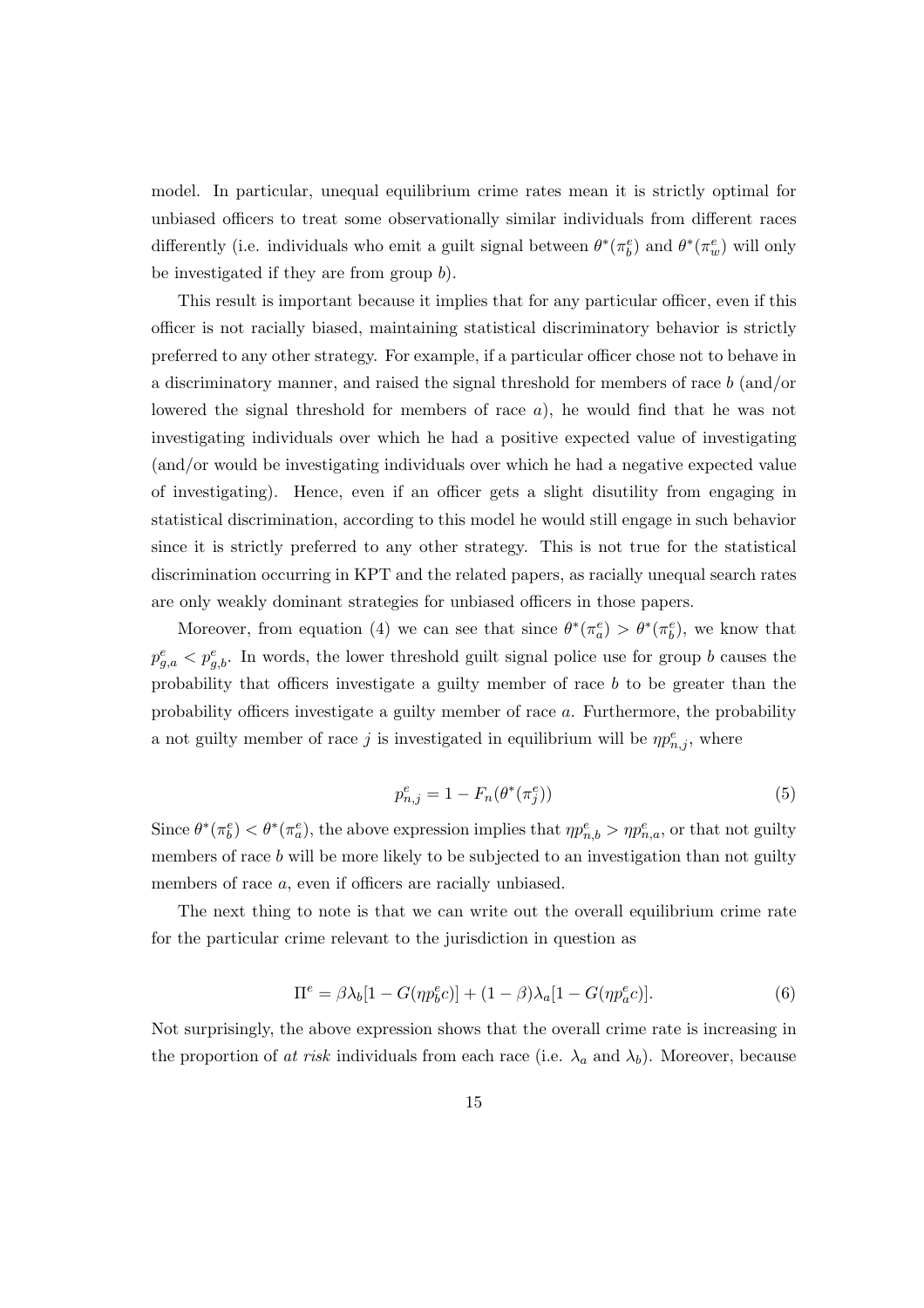model. In particular, unequal equilibrium crime rates mean it is strictly optimal for unbiased officers to treat some observationally similar individuals from different races differently (i.e. individuals who emit a guilt signal between $\theta^*(\pi_b^e)$ and $\theta^*(\pi_w^e)$ will only be investigated if they are from group $b$).

This result is important because it implies that for any particular officer, even if this officer is not racially biased, maintaining statistical discriminatory behavior is strictly preferred to any other strategy. For example, if a particular officer chose not to behave in a discriminatory manner, and raised the signal threshold for members of race $b$ (and/or lowered the signal threshold for members of race $a$), he would find that he was not investigating individuals over which he had a positive expected value of investigating (and/or would be investigating individuals over which he had a negative expected value of investigating). Hence, even if an officer gets a slight disutility from engaging in statistical discrimination, according to this model he would still engage in such behavior since it is strictly preferred to any other strategy. This is not true for the statistical discrimination occurring in KPT and the related papers, as racially unequal search rates are only weakly dominant strategies for unbiased officers in those papers.

Moreover, from equation (4) we can see that since $\theta^*(\pi_a^e) > \theta^*(\pi_b^e)$, we know that $p_{g,a}^e < p_{g,b}^e$. In words, the lower threshold guilt signal police use for group $b$ causes the probability that officers investigate a guilty member of race $b$ to be greater than the probability officers investigate a guilty member of race $a$. Furthermore, the probability a not guilty member of race $j$ is investigated in equilibrium will be $\eta p_{n,j}^e$, where

$$p_{n,j}^e = 1 - F_n(\theta^*(\pi_j^e)) \tag{5}$$

Since $\theta^*(\pi_b^e) < \theta^*(\pi_a^e)$, the above expression implies that $\eta p_{n,b}^e > \eta p_{n,a}^e$, or that not guilty members of race $b$ will be more likely to be subjected to an investigation than not guilty members of race $a$, even if officers are racially unbiased.

The next thing to note is that we can write out the overall equilibrium crime rate for the particular crime relevant to the jurisdiction in question as

$$\Pi^e = \beta\lambda_b[1 - G(\eta p_b^e c)] + (1-\beta)\lambda_a[1 - G(\eta p_a^e c)]. \tag{6}$$

Not surprisingly, the above expression shows that the overall crime rate is increasing in the proportion of *at risk* individuals from each race (i.e. $\lambda_a$ and $\lambda_b$). Moreover, because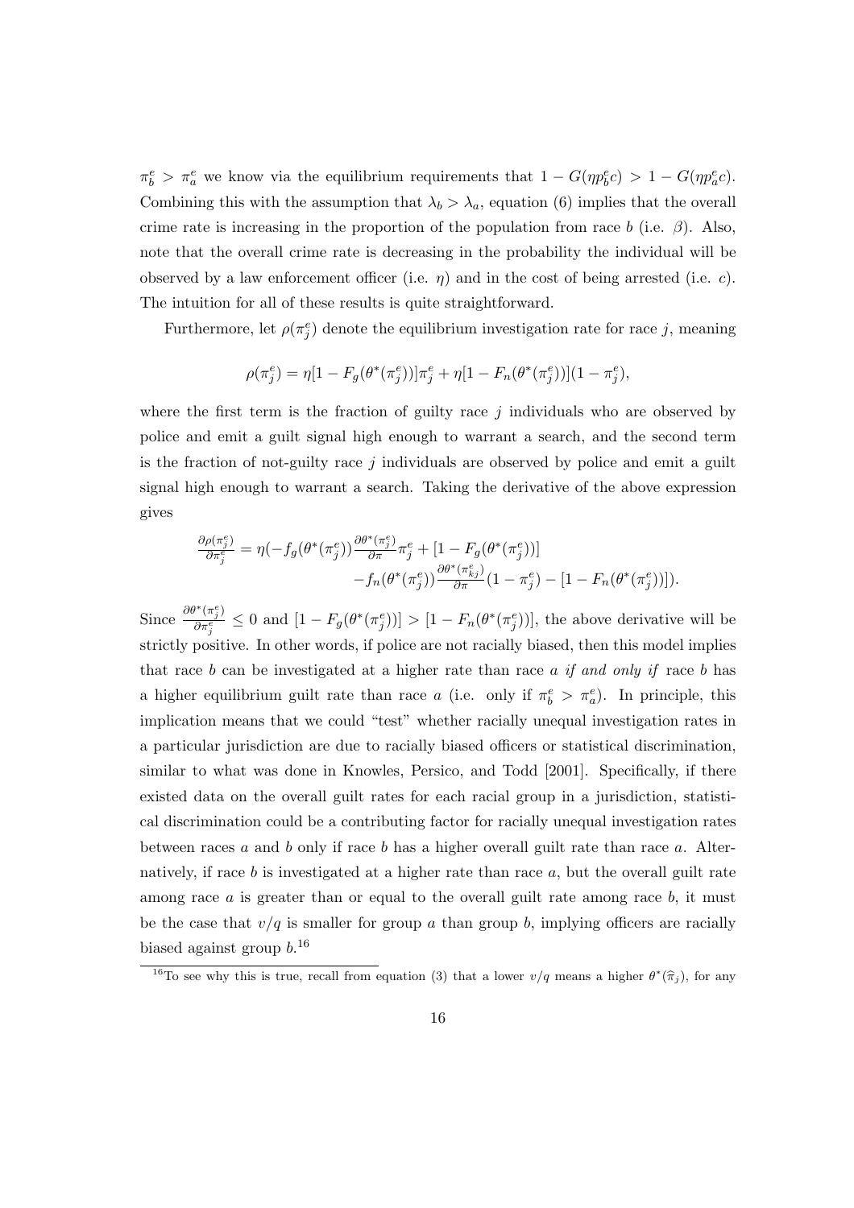$\pi_b^e > \pi_a^e$ we know via the equilibrium requirements that $1 - G(\eta p_b^e c) > 1 - G(\eta p_a^e c)$. Combining this with the assumption that $\lambda_b > \lambda_a$, equation (6) implies that the overall crime rate is increasing in the proportion of the population from race $b$ (i.e. $\beta$). Also, note that the overall crime rate is decreasing in the probability the individual will be observed by a law enforcement officer (i.e. $\eta$) and in the cost of being arrested (i.e. $c$). The intuition for all of these results is quite straightforward.

Furthermore, let $\rho(\pi_j^e)$ denote the equilibrium investigation rate for race $j$, meaning

$$\rho(\pi_j^e) = \eta[1 - F_g(\theta^*(\pi_j^e))]\pi_j^e + \eta[1 - F_n(\theta^*(\pi_j^e))](1 - \pi_j^e),$$

where the first term is the fraction of guilty race $j$ individuals who are observed by police and emit a guilt signal high enough to warrant a search, and the second term is the fraction of not-guilty race $j$ individuals are observed by police and emit a guilt signal high enough to warrant a search. Taking the derivative of the above expression gives

$$\begin{aligned}\frac{\partial \rho(\pi_j^e)}{\partial \pi_j^e} = \eta(-f_g(\theta^*(\pi_j^e))\frac{\partial \theta^*(\pi_j^e)}{\partial \pi}\pi_j^e + [1 - F_g(\theta^*(\pi_j^e))] \\ -f_n(\theta^*(\pi_j^e))\frac{\partial \theta^*(\pi_{kj}^e)}{\partial \pi}(1 - \pi_j^e) - [1 - F_n(\theta^*(\pi_j^e))]).\end{aligned}$$

Since $\frac{\partial \theta^*(\pi_j^e)}{\partial \pi_j^e} \leq 0$ and $[1 - F_g(\theta^*(\pi_j^e))] > [1 - F_n(\theta^*(\pi_j^e))]$, the above derivative will be strictly positive. In other words, if police are not racially biased, then this model implies that race $b$ can be investigated at a higher rate than race $a$ *if and only if* race $b$ has a higher equilibrium guilt rate than race $a$ (i.e. only if $\pi_b^e > \pi_a^e$). In principle, this implication means that we could "test" whether racially unequal investigation rates in a particular jurisdiction are due to racially biased officers or statistical discrimination, similar to what was done in Knowles, Persico, and Todd [2001]. Specifically, if there existed data on the overall guilt rates for each racial group in a jurisdiction, statistical discrimination could be a contributing factor for racially unequal investigation rates between races $a$ and $b$ only if race $b$ has a higher overall guilt rate than race $a$. Alternatively, if race $b$ is investigated at a higher rate than race $a$, but the overall guilt rate among race $a$ is greater than or equal to the overall guilt rate among race $b$, it must be the case that $v/q$ is smaller for group $a$ than group $b$, implying officers are racially biased against group $b$.[16]

[16] To see why this is true, recall from equation (3) that a lower $v/q$ means a higher $\theta^*(\widehat{\pi}_j)$, for any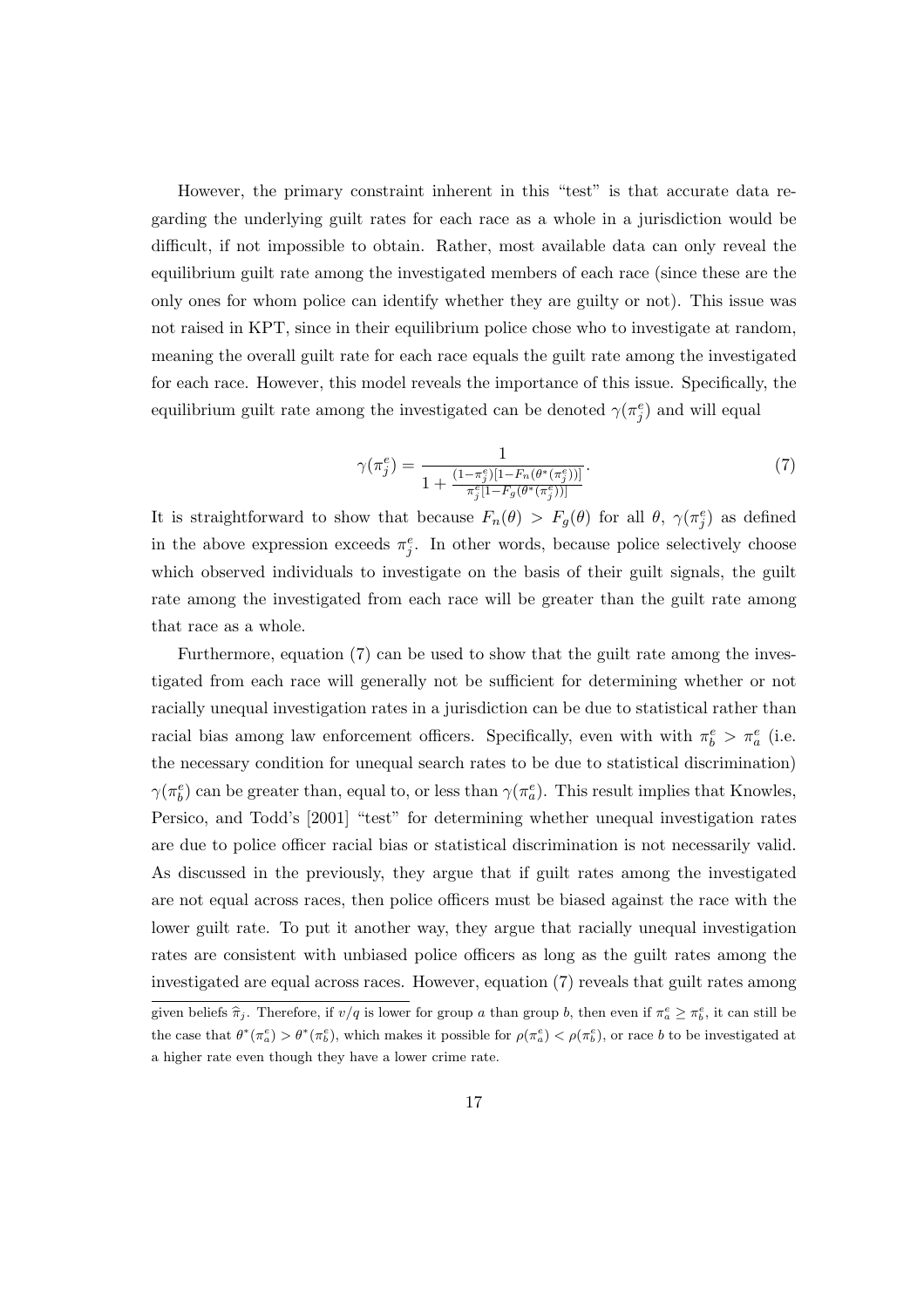However, the primary constraint inherent in this "test" is that accurate data regarding the underlying guilt rates for each race as a whole in a jurisdiction would be difficult, if not impossible to obtain. Rather, most available data can only reveal the equilibrium guilt rate among the investigated members of each race (since these are the only ones for whom police can identify whether they are guilty or not). This issue was not raised in KPT, since in their equilibrium police chose who to investigate at random, meaning the overall guilt rate for each race equals the guilt rate among the investigated for each race. However, this model reveals the importance of this issue. Specifically, the equilibrium guilt rate among the investigated can be denoted $\gamma(\pi_j^e)$ and will equal

$$\gamma(\pi_j^e) = \frac{1}{1 + \frac{(1-\pi_j^e)[1-F_n(\theta^*(\pi_j^e))]}{\pi_j^e[1-F_g(\theta^*(\pi_j^e))]}}. \tag{7}$$

It is straightforward to show that because $F_n(\theta) > F_g(\theta)$ for all $\theta$, $\gamma(\pi_j^e)$ as defined in the above expression exceeds $\pi_j^e$. In other words, because police selectively choose which observed individuals to investigate on the basis of their guilt signals, the guilt rate among the investigated from each race will be greater than the guilt rate among that race as a whole.

Furthermore, equation (7) can be used to show that the guilt rate among the investigated from each race will generally not be sufficient for determining whether or not racially unequal investigation rates in a jurisdiction can be due to statistical rather than racial bias among law enforcement officers. Specifically, even with with $\pi_b^e > \pi_a^e$ (i.e. the necessary condition for unequal search rates to be due to statistical discrimination) $\gamma(\pi_b^e)$ can be greater than, equal to, or less than $\gamma(\pi_a^e)$. This result implies that Knowles, Persico, and Todd's [2001] "test" for determining whether unequal investigation rates are due to police officer racial bias or statistical discrimination is not necessarily valid. As discussed in the previously, they argue that if guilt rates among the investigated are not equal across races, then police officers must be biased against the race with the lower guilt rate. To put it another way, they argue that racially unequal investigation rates are consistent with unbiased police officers as long as the guilt rates among the investigated are equal across races. However, equation (7) reveals that guilt rates among

given beliefs $\widehat{\pi}_j$. Therefore, if $v/q$ is lower for group $a$ than group $b$, then even if $\pi_a^e \geq \pi_b^e$, it can still be the case that $\theta^*(\pi_a^e) > \theta^*(\pi_b^e)$, which makes it possible for $\rho(\pi_a^e) < \rho(\pi_b^e)$, or race $b$ to be investigated at a higher rate even though they have a lower crime rate.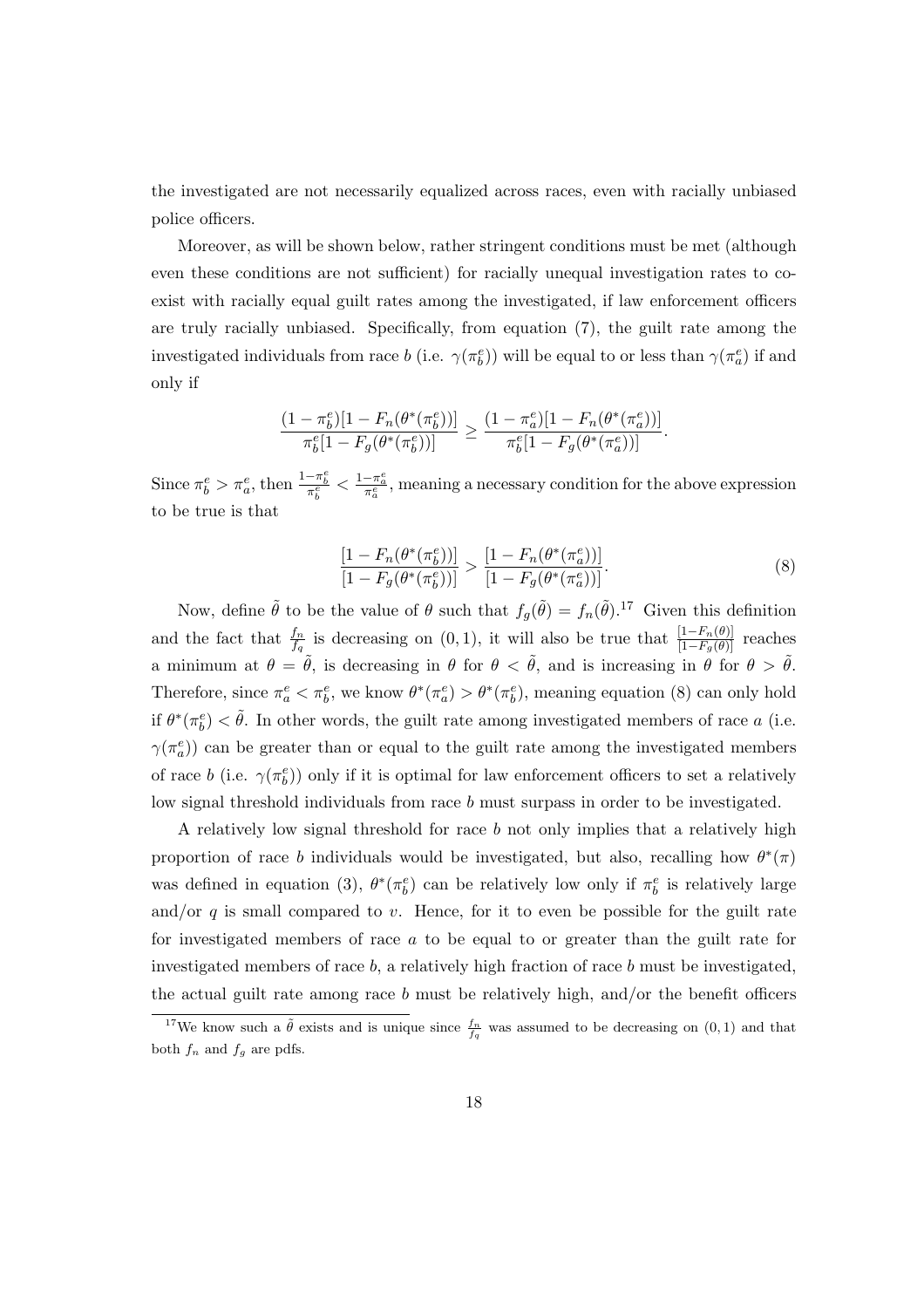the investigated are not necessarily equalized across races, even with racially unbiased police officers.

Moreover, as will be shown below, rather stringent conditions must be met (although even these conditions are not sufficient) for racially unequal investigation rates to co-exist with racially equal guilt rates among the investigated, if law enforcement officers are truly racially unbiased. Specifically, from equation (7), the guilt rate among the investigated individuals from race $b$ (i.e. $\gamma(\pi_b^e)$) will be equal to or less than $\gamma(\pi_a^e)$ if and only if

$$\frac{(1-\pi_b^e)[1-F_n(\theta^*(\pi_b^e))]}{\pi_b^e[1-F_g(\theta^*(\pi_b^e))]} \geq \frac{(1-\pi_a^e)[1-F_n(\theta^*(\pi_a^e))]}{\pi_b^e[1-F_g(\theta^*(\pi_a^e))]}.$$

Since $\pi_b^e > \pi_a^e$, then $\frac{1-\pi_b^e}{\pi_b^e} < \frac{1-\pi_a^e}{\pi_a^e}$, meaning a necessary condition for the above expression to be true is that

$$\frac{[1-F_n(\theta^*(\pi_b^e))]}{[1-F_g(\theta^*(\pi_b^e))]} > \frac{[1-F_n(\theta^*(\pi_a^e))]}{[1-F_g(\theta^*(\pi_a^e))]}. \tag{8}$$

Now, define $\tilde{\theta}$ to be the value of $\theta$ such that $f_g(\tilde{\theta}) = f_n(\tilde{\theta})$.[17] Given this definition and the fact that $\frac{f_n}{f_q}$ is decreasing on $(0,1)$, it will also be true that $\frac{[1-F_n(\theta)]}{[1-F_g(\theta)]}$ reaches a minimum at $\theta = \tilde{\theta}$, is decreasing in $\theta$ for $\theta < \tilde{\theta}$, and is increasing in $\theta$ for $\theta > \tilde{\theta}$. Therefore, since $\pi_a^e < \pi_b^e$, we know $\theta^*(\pi_a^e) > \theta^*(\pi_b^e)$, meaning equation (8) can only hold if $\theta^*(\pi_b^e) < \tilde{\theta}$. In other words, the guilt rate among investigated members of race $a$ (i.e. $\gamma(\pi_a^e)$) can be greater than or equal to the guilt rate among the investigated members of race $b$ (i.e. $\gamma(\pi_b^e)$) only if it is optimal for law enforcement officers to set a relatively low signal threshold individuals from race $b$ must surpass in order to be investigated.

A relatively low signal threshold for race $b$ not only implies that a relatively high proportion of race $b$ individuals would be investigated, but also, recalling how $\theta^*(\pi)$ was defined in equation (3), $\theta^*(\pi_b^e)$ can be relatively low only if $\pi_b^e$ is relatively large and/or $q$ is small compared to $v$. Hence, for it to even be possible for the guilt rate for investigated members of race $a$ to be equal to or greater than the guilt rate for investigated members of race $b$, a relatively high fraction of race $b$ must be investigated, the actual guilt rate among race $b$ must be relatively high, and/or the benefit officers

[17] We know such a $\tilde{\theta}$ exists and is unique since $\frac{f_n}{f_q}$ was assumed to be decreasing on $(0,1)$ and that both $f_n$ and $f_g$ are pdfs.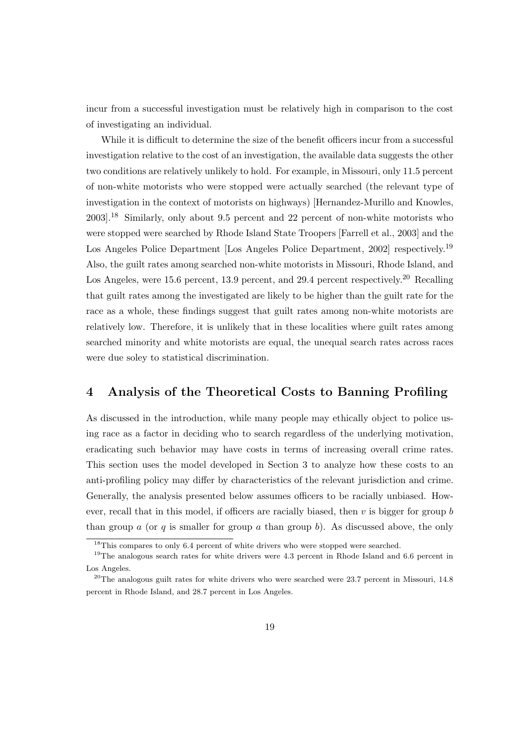incur from a successful investigation must be relatively high in comparison to the cost of investigating an individual.

While it is difficult to determine the size of the benefit officers incur from a successful investigation relative to the cost of an investigation, the available data suggests the other two conditions are relatively unlikely to hold. For example, in Missouri, only 11.5 percent of non-white motorists who were stopped were actually searched (the relevant type of investigation in the context of motorists on highways) [Hernandez-Murillo and Knowles, 2003].[18] Similarly, only about 9.5 percent and 22 percent of non-white motorists who were stopped were searched by Rhode Island State Troopers [Farrell et al., 2003] and the Los Angeles Police Department [Los Angeles Police Department, 2002] respectively.[19] Also, the guilt rates among searched non-white motorists in Missouri, Rhode Island, and Los Angeles, were 15.6 percent, 13.9 percent, and 29.4 percent respectively.[20] Recalling that guilt rates among the investigated are likely to be higher than the guilt rate for the race as a whole, these findings suggest that guilt rates among non-white motorists are relatively low. Therefore, it is unlikely that in these localities where guilt rates among searched minority and white motorists are equal, the unequal search rates across races were due soley to statistical discrimination.

## 4 Analysis of the Theoretical Costs to Banning Profiling

As discussed in the introduction, while many people may ethically object to police using race as a factor in deciding who to search regardless of the underlying motivation, eradicating such behavior may have costs in terms of increasing overall crime rates. This section uses the model developed in Section 3 to analyze how these costs to an anti-profiling policy may differ by characteristics of the relevant jurisdiction and crime. Generally, the analysis presented below assumes officers to be racially unbiased. However, recall that in this model, if officers are racially biased, then $v$ is bigger for group $b$ than group $a$ (or $q$ is smaller for group $a$ than group $b$). As discussed above, the only

[18] This compares to only 6.4 percent of white drivers who were stopped were searched.

[19] The analogous search rates for white drivers were 4.3 percent in Rhode Island and 6.6 percent in Los Angeles.

[20] The analogous guilt rates for white drivers who were searched were 23.7 percent in Missouri, 14.8 percent in Rhode Island, and 28.7 percent in Los Angeles.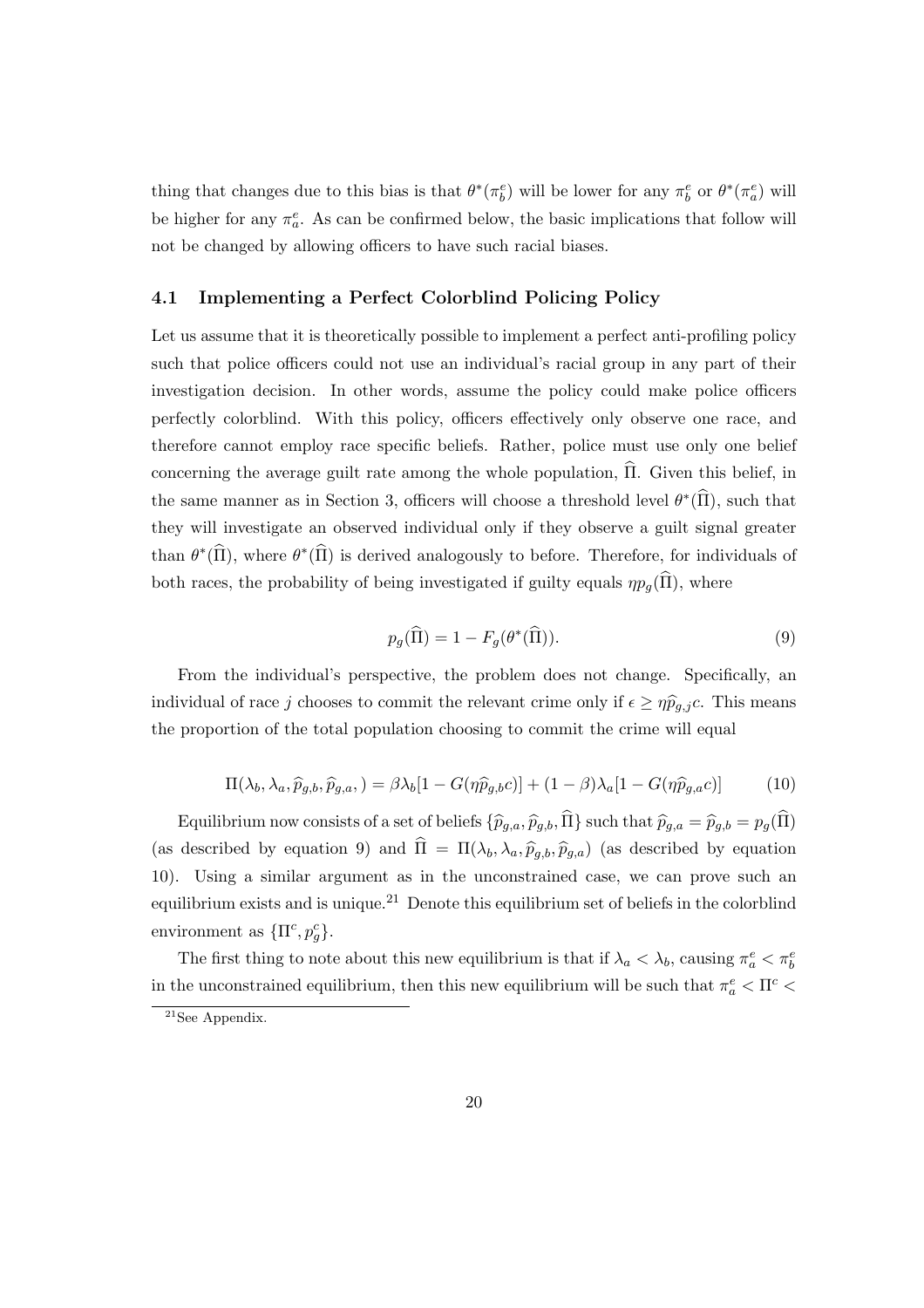thing that changes due to this bias is that $\theta^*(\pi_b^e)$ will be lower for any $\pi_b^e$ or $\theta^*(\pi_a^e)$ will be higher for any $\pi_a^e$. As can be confirmed below, the basic implications that follow will not be changed by allowing officers to have such racial biases.

### 4.1 Implementing a Perfect Colorblind Policing Policy

Let us assume that it is theoretically possible to implement a perfect anti-profiling policy such that police officers could not use an individual's racial group in any part of their investigation decision. In other words, assume the policy could make police officers perfectly colorblind. With this policy, officers effectively only observe one race, and therefore cannot employ race specific beliefs. Rather, police must use only one belief concerning the average guilt rate among the whole population, $\widehat{\Pi}$. Given this belief, in the same manner as in Section 3, officers will choose a threshold level $\theta^*(\widehat{\Pi})$, such that they will investigate an observed individual only if they observe a guilt signal greater than $\theta^*(\widehat{\Pi})$, where $\theta^*(\widehat{\Pi})$ is derived analogously to before. Therefore, for individuals of both races, the probability of being investigated if guilty equals $\eta p_g(\widehat{\Pi})$, where

$$p_g(\widehat{\Pi}) = 1 - F_g(\theta^*(\widehat{\Pi})). \tag{9}$$

From the individual's perspective, the problem does not change. Specifically, an individual of race $j$ chooses to commit the relevant crime only if $\epsilon \geq \eta \widehat{p}_{g,j} c$. This means the proportion of the total population choosing to commit the crime will equal

$$\Pi(\lambda_b, \lambda_a, \widehat{p}_{g,b}, \widehat{p}_{g,a},) = \beta\lambda_b[1 - G(\eta\widehat{p}_{g,b}c)] + (1-\beta)\lambda_a[1 - G(\eta\widehat{p}_{g,a}c)] \tag{10}$$

Equilibrium now consists of a set of beliefs $\{\widehat{p}_{g,a}, \widehat{p}_{g,b}, \widehat{\Pi}\}$ such that $\widehat{p}_{g,a} = \widehat{p}_{g,b} = p_g(\widehat{\Pi})$ (as described by equation 9) and $\widehat{\Pi} = \Pi(\lambda_b, \lambda_a, \widehat{p}_{g,b}, \widehat{p}_{g,a})$ (as described by equation 10). Using a similar argument as in the unconstrained case, we can prove such an equilibrium exists and is unique.[21] Denote this equilibrium set of beliefs in the colorblind environment as $\{\Pi^c, p_g^c\}$.

The first thing to note about this new equilibrium is that if $\lambda_a < \lambda_b$, causing $\pi_a^e < \pi_b^e$ in the unconstrained equilibrium, then this new equilibrium will be such that $\pi_a^e < \Pi^c <$

[21] See Appendix.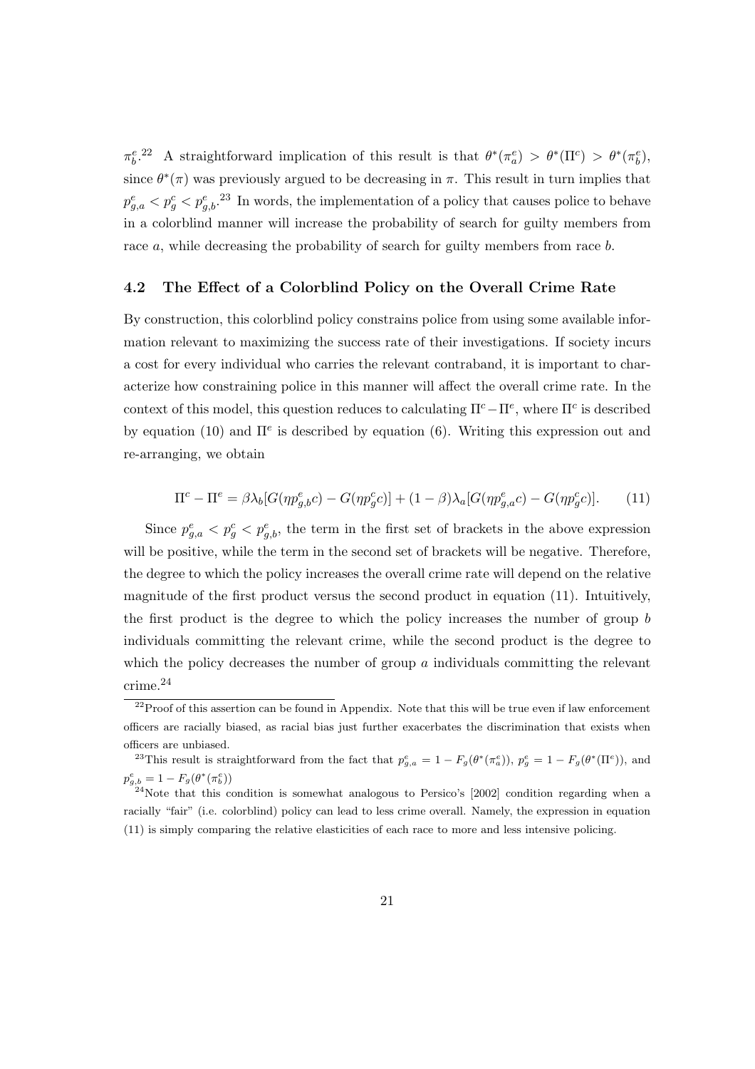$\pi_b^e$.[22] A straightforward implication of this result is that $\theta^*(\pi_a^e) > \theta^*(\Pi^c) > \theta^*(\pi_b^e)$, since $\theta^*(\pi)$ was previously argued to be decreasing in $\pi$. This result in turn implies that $p_{g,a}^e < p_g^c < p_{g,b}^e$.[23] In words, the implementation of a policy that causes police to behave in a colorblind manner will increase the probability of search for guilty members from race $a$, while decreasing the probability of search for guilty members from race $b$.

### 4.2 The Effect of a Colorblind Policy on the Overall Crime Rate

By construction, this colorblind policy constrains police from using some available information relevant to maximizing the success rate of their investigations. If society incurs a cost for every individual who carries the relevant contraband, it is important to characterize how constraining police in this manner will affect the overall crime rate. In the context of this model, this question reduces to calculating $\Pi^c - \Pi^e$, where $\Pi^c$ is described by equation (10) and $\Pi^e$ is described by equation (6). Writing this expression out and re-arranging, we obtain

$$\Pi^c - \Pi^e = \beta\lambda_b[G(\eta p_{g,b}^e c) - G(\eta p_g^c c)] + (1-\beta)\lambda_a[G(\eta p_{g,a}^e c) - G(\eta p_g^c c)]. \quad (11)$$

Since $p_{g,a}^e < p_g^c < p_{g,b}^e$, the term in the first set of brackets in the above expression will be positive, while the term in the second set of brackets will be negative. Therefore, the degree to which the policy increases the overall crime rate will depend on the relative magnitude of the first product versus the second product in equation (11). Intuitively, the first product is the degree to which the policy increases the number of group $b$ individuals committing the relevant crime, while the second product is the degree to which the policy decreases the number of group $a$ individuals committing the relevant crime.[24]

---

[22] Proof of this assertion can be found in Appendix. Note that this will be true even if law enforcement officers are racially biased, as racial bias just further exacerbates the discrimination that exists when officers are unbiased.

[23] This result is straightforward from the fact that $p_{g,a}^e = 1 - F_g(\theta^*(\pi_a^e))$, $p_g^e = 1 - F_g(\theta^*(\Pi^e))$, and $p_{g,b}^e = 1 - F_g(\theta^*(\pi_b^e))$

[24] Note that this condition is somewhat analogous to Persico's [2002] condition regarding when a racially "fair" (i.e. colorblind) policy can lead to less crime overall. Namely, the expression in equation (11) is simply comparing the relative elasticities of each race to more and less intensive policing.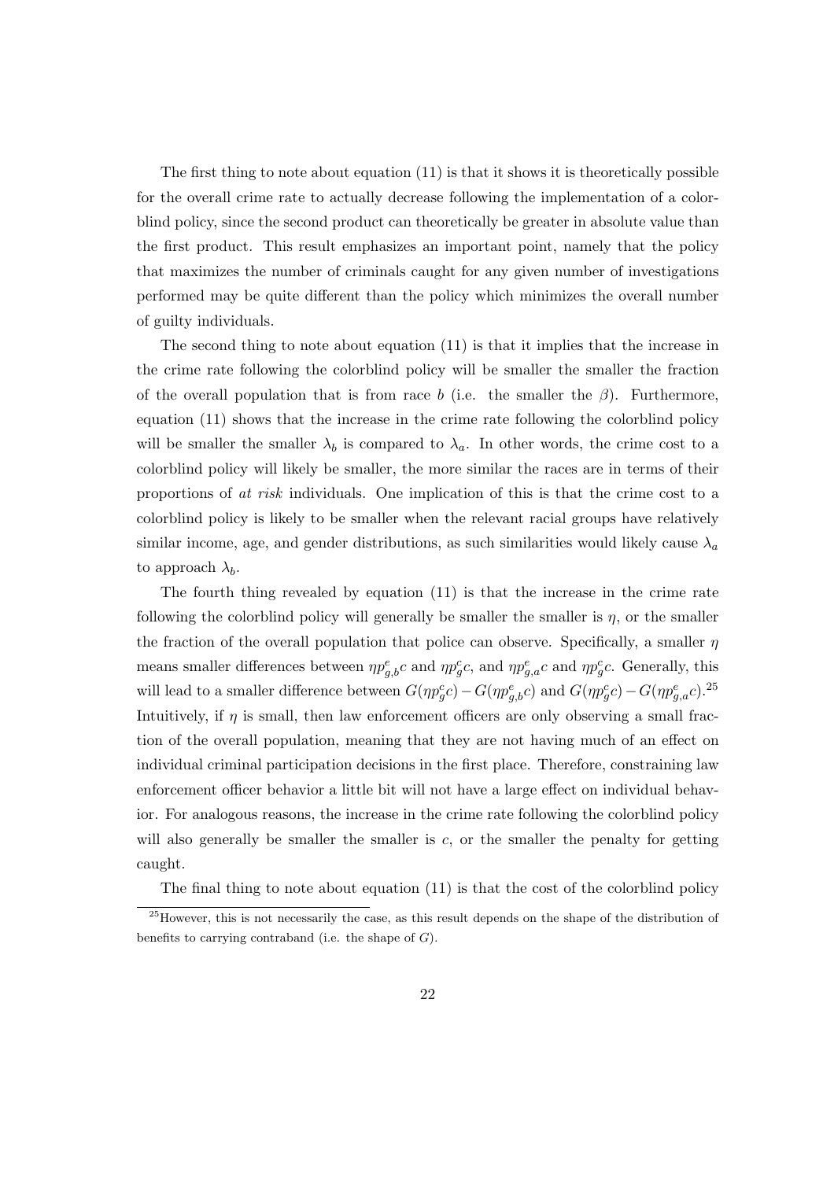The first thing to note about equation (11) is that it shows it is theoretically possible for the overall crime rate to actually decrease following the implementation of a colorblind policy, since the second product can theoretically be greater in absolute value than the first product. This result emphasizes an important point, namely that the policy that maximizes the number of criminals caught for any given number of investigations performed may be quite different than the policy which minimizes the overall number of guilty individuals.

The second thing to note about equation (11) is that it implies that the increase in the crime rate following the colorblind policy will be smaller the smaller the fraction of the overall population that is from race $b$ (i.e. the smaller the $\beta$). Furthermore, equation (11) shows that the increase in the crime rate following the colorblind policy will be smaller the smaller $\lambda_b$ is compared to $\lambda_a$. In other words, the crime cost to a colorblind policy will likely be smaller, the more similar the races are in terms of their proportions of *at risk* individuals. One implication of this is that the crime cost to a colorblind policy is likely to be smaller when the relevant racial groups have relatively similar income, age, and gender distributions, as such similarities would likely cause $\lambda_a$ to approach $\lambda_b$.

The fourth thing revealed by equation (11) is that the increase in the crime rate following the colorblind policy will generally be smaller the smaller is $\eta$, or the smaller the fraction of the overall population that police can observe. Specifically, a smaller $\eta$ means smaller differences between $\eta p^e_{g,b} c$ and $\eta p^c_g c$, and $\eta p^e_{g,a} c$ and $\eta p^c_g c$. Generally, this will lead to a smaller difference between $G(\eta p^c_g c) - G(\eta p^e_{g,b} c)$ and $G(\eta p^c_g c) - G(\eta p^e_{g,a} c)$.[25] Intuitively, if $\eta$ is small, then law enforcement officers are only observing a small fraction of the overall population, meaning that they are not having much of an effect on individual criminal participation decisions in the first place. Therefore, constraining law enforcement officer behavior a little bit will not have a large effect on individual behavior. For analogous reasons, the increase in the crime rate following the colorblind policy will also generally be smaller the smaller is $c$, or the smaller the penalty for getting caught.

The final thing to note about equation (11) is that the cost of the colorblind policy

[25] However, this is not necessarily the case, as this result depends on the shape of the distribution of benefits to carrying contraband (i.e. the shape of $G$).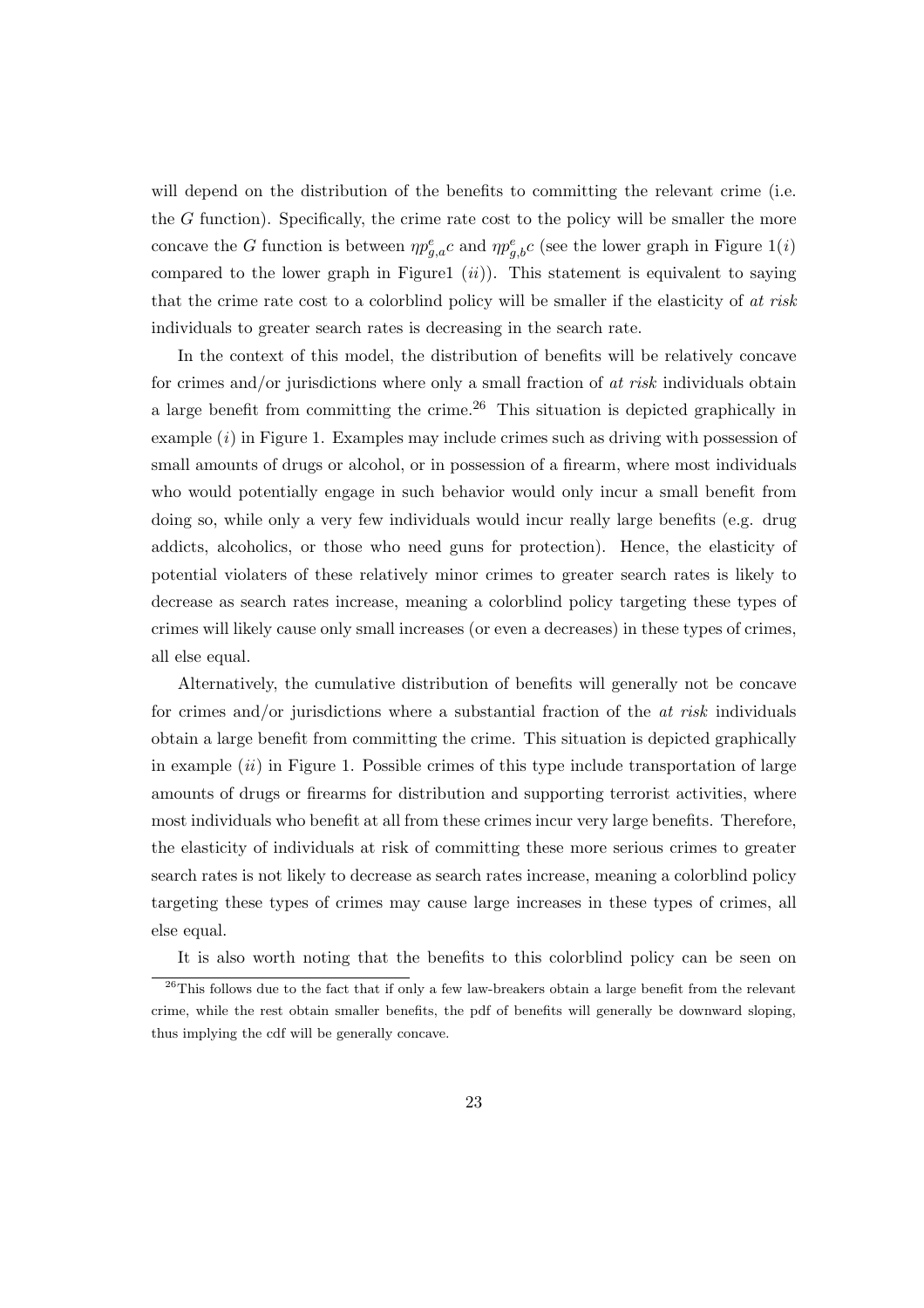will depend on the distribution of the benefits to committing the relevant crime (i.e. the $G$ function). Specifically, the crime rate cost to the policy will be smaller the more concave the $G$ function is between $\eta p^e_{g,a}c$ and $\eta p^e_{g,b}c$ (see the lower graph in Figure 1($i$) compared to the lower graph in Figure1 ($ii$)). This statement is equivalent to saying that the crime rate cost to a colorblind policy will be smaller if the elasticity of *at risk* individuals to greater search rates is decreasing in the search rate.

In the context of this model, the distribution of benefits will be relatively concave for crimes and/or jurisdictions where only a small fraction of *at risk* individuals obtain a large benefit from committing the crime.[26] This situation is depicted graphically in example ($i$) in Figure 1. Examples may include crimes such as driving with possession of small amounts of drugs or alcohol, or in possession of a firearm, where most individuals who would potentially engage in such behavior would only incur a small benefit from doing so, while only a very few individuals would incur really large benefits (e.g. drug addicts, alcoholics, or those who need guns for protection). Hence, the elasticity of potential violaters of these relatively minor crimes to greater search rates is likely to decrease as search rates increase, meaning a colorblind policy targeting these types of crimes will likely cause only small increases (or even a decreases) in these types of crimes, all else equal.

Alternatively, the cumulative distribution of benefits will generally not be concave for crimes and/or jurisdictions where a substantial fraction of the *at risk* individuals obtain a large benefit from committing the crime. This situation is depicted graphically in example ($ii$) in Figure 1. Possible crimes of this type include transportation of large amounts of drugs or firearms for distribution and supporting terrorist activities, where most individuals who benefit at all from these crimes incur very large benefits. Therefore, the elasticity of individuals at risk of committing these more serious crimes to greater search rates is not likely to decrease as search rates increase, meaning a colorblind policy targeting these types of crimes may cause large increases in these types of crimes, all else equal.

It is also worth noting that the benefits to this colorblind policy can be seen on

[26]This follows due to the fact that if only a few law-breakers obtain a large benefit from the relevant crime, while the rest obtain smaller benefits, the pdf of benefits will generally be downward sloping, thus implying the cdf will be generally concave.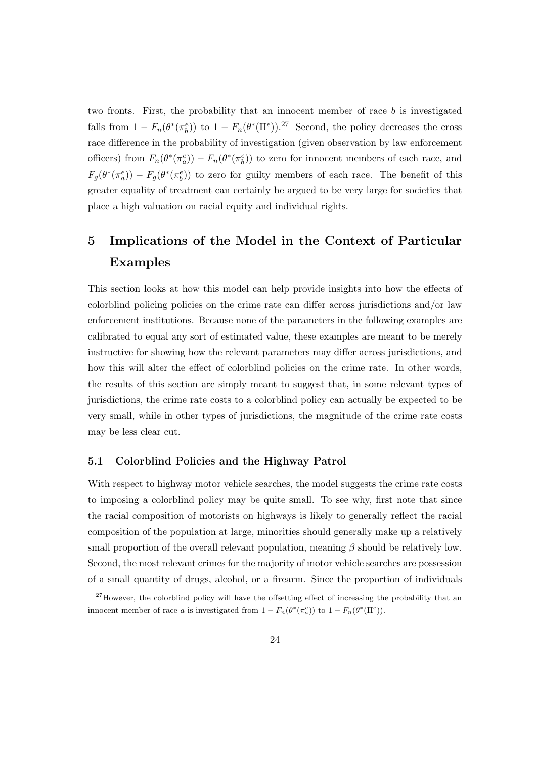two fronts. First, the probability that an innocent member of race $b$ is investigated falls from $1 - F_n(\theta^*(\pi_b^e))$ to $1 - F_n(\theta^*(\Pi^e))$.[27] Second, the policy decreases the cross race difference in the probability of investigation (given observation by law enforcement officers) from $F_n(\theta^*(\pi_a^e)) - F_n(\theta^*(\pi_b^e))$ to zero for innocent members of each race, and $F_g(\theta^*(\pi_a^e)) - F_g(\theta^*(\pi_b^e))$ to zero for guilty members of each race. The benefit of this greater equality of treatment can certainly be argued to be very large for societies that place a high valuation on racial equity and individual rights.

# 5 Implications of the Model in the Context of Particular Examples

This section looks at how this model can help provide insights into how the effects of colorblind policing policies on the crime rate can differ across jurisdictions and/or law enforcement institutions. Because none of the parameters in the following examples are calibrated to equal any sort of estimated value, these examples are meant to be merely instructive for showing how the relevant parameters may differ across jurisdictions, and how this will alter the effect of colorblind policies on the crime rate. In other words, the results of this section are simply meant to suggest that, in some relevant types of jurisdictions, the crime rate costs to a colorblind policy can actually be expected to be very small, while in other types of jurisdictions, the magnitude of the crime rate costs may be less clear cut.

## 5.1 Colorblind Policies and the Highway Patrol

With respect to highway motor vehicle searches, the model suggests the crime rate costs to imposing a colorblind policy may be quite small. To see why, first note that since the racial composition of motorists on highways is likely to generally reflect the racial composition of the population at large, minorities should generally make up a relatively small proportion of the overall relevant population, meaning $\beta$ should be relatively low. Second, the most relevant crimes for the majority of motor vehicle searches are possession of a small quantity of drugs, alcohol, or a firearm. Since the proportion of individuals

[27] However, the colorblind policy will have the offsetting effect of increasing the probability that an innocent member of race $a$ is investigated from $1 - F_n(\theta^*(\pi_a^e))$ to $1 - F_n(\theta^*(\Pi^e))$.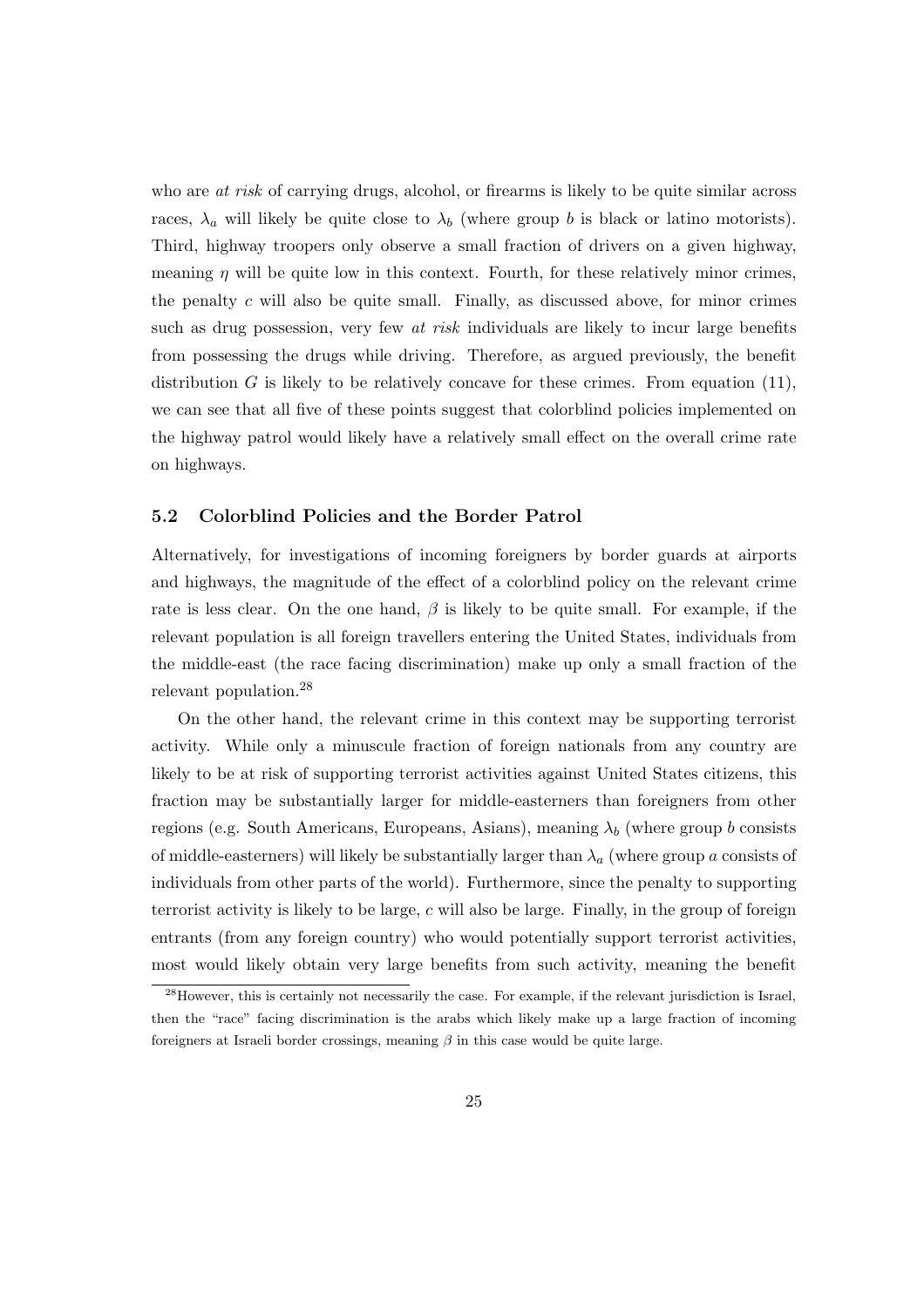who are *at risk* of carrying drugs, alcohol, or firearms is likely to be quite similar across races, $\lambda_a$ will likely be quite close to $\lambda_b$ (where group $b$ is black or latino motorists). Third, highway troopers only observe a small fraction of drivers on a given highway, meaning $\eta$ will be quite low in this context. Fourth, for these relatively minor crimes, the penalty $c$ will also be quite small. Finally, as discussed above, for minor crimes such as drug possession, very few *at risk* individuals are likely to incur large benefits from possessing the drugs while driving. Therefore, as argued previously, the benefit distribution $G$ is likely to be relatively concave for these crimes. From equation (11), we can see that all five of these points suggest that colorblind policies implemented on the highway patrol would likely have a relatively small effect on the overall crime rate on highways.

### 5.2 Colorblind Policies and the Border Patrol

Alternatively, for investigations of incoming foreigners by border guards at airports and highways, the magnitude of the effect of a colorblind policy on the relevant crime rate is less clear. On the one hand, $\beta$ is likely to be quite small. For example, if the relevant population is all foreign travellers entering the United States, individuals from the middle-east (the race facing discrimination) make up only a small fraction of the relevant population.[28]

On the other hand, the relevant crime in this context may be supporting terrorist activity. While only a minuscule fraction of foreign nationals from any country are likely to be at risk of supporting terrorist activities against United States citizens, this fraction may be substantially larger for middle-easterners than foreigners from other regions (e.g. South Americans, Europeans, Asians), meaning $\lambda_b$ (where group $b$ consists of middle-easterners) will likely be substantially larger than $\lambda_a$ (where group $a$ consists of individuals from other parts of the world). Furthermore, since the penalty to supporting terrorist activity is likely to be large, $c$ will also be large. Finally, in the group of foreign entrants (from any foreign country) who would potentially support terrorist activities, most would likely obtain very large benefits from such activity, meaning the benefit

[28] However, this is certainly not necessarily the case. For example, if the relevant jurisdiction is Israel, then the "race" facing discrimination is the arabs which likely make up a large fraction of incoming foreigners at Israeli border crossings, meaning $\beta$ in this case would be quite large.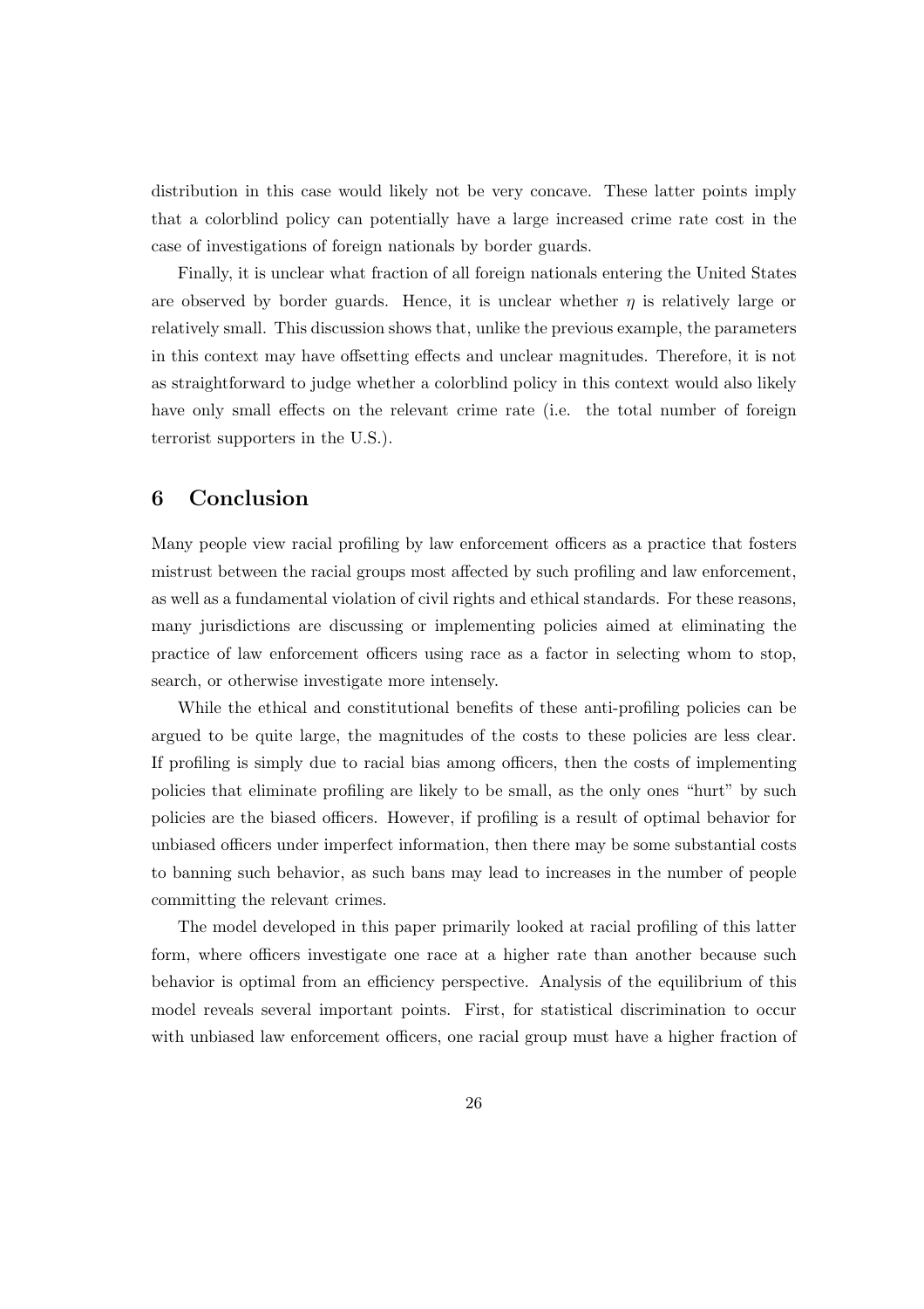distribution in this case would likely not be very concave. These latter points imply that a colorblind policy can potentially have a large increased crime rate cost in the case of investigations of foreign nationals by border guards.

Finally, it is unclear what fraction of all foreign nationals entering the United States are observed by border guards. Hence, it is unclear whether $\eta$ is relatively large or relatively small. This discussion shows that, unlike the previous example, the parameters in this context may have offsetting effects and unclear magnitudes. Therefore, it is not as straightforward to judge whether a colorblind policy in this context would also likely have only small effects on the relevant crime rate (i.e. the total number of foreign terrorist supporters in the U.S.).

# 6 Conclusion

Many people view racial profiling by law enforcement officers as a practice that fosters mistrust between the racial groups most affected by such profiling and law enforcement, as well as a fundamental violation of civil rights and ethical standards. For these reasons, many jurisdictions are discussing or implementing policies aimed at eliminating the practice of law enforcement officers using race as a factor in selecting whom to stop, search, or otherwise investigate more intensely.

While the ethical and constitutional benefits of these anti-profiling policies can be argued to be quite large, the magnitudes of the costs to these policies are less clear. If profiling is simply due to racial bias among officers, then the costs of implementing policies that eliminate profiling are likely to be small, as the only ones "hurt" by such policies are the biased officers. However, if profiling is a result of optimal behavior for unbiased officers under imperfect information, then there may be some substantial costs to banning such behavior, as such bans may lead to increases in the number of people committing the relevant crimes.

The model developed in this paper primarily looked at racial profiling of this latter form, where officers investigate one race at a higher rate than another because such behavior is optimal from an efficiency perspective. Analysis of the equilibrium of this model reveals several important points. First, for statistical discrimination to occur with unbiased law enforcement officers, one racial group must have a higher fraction of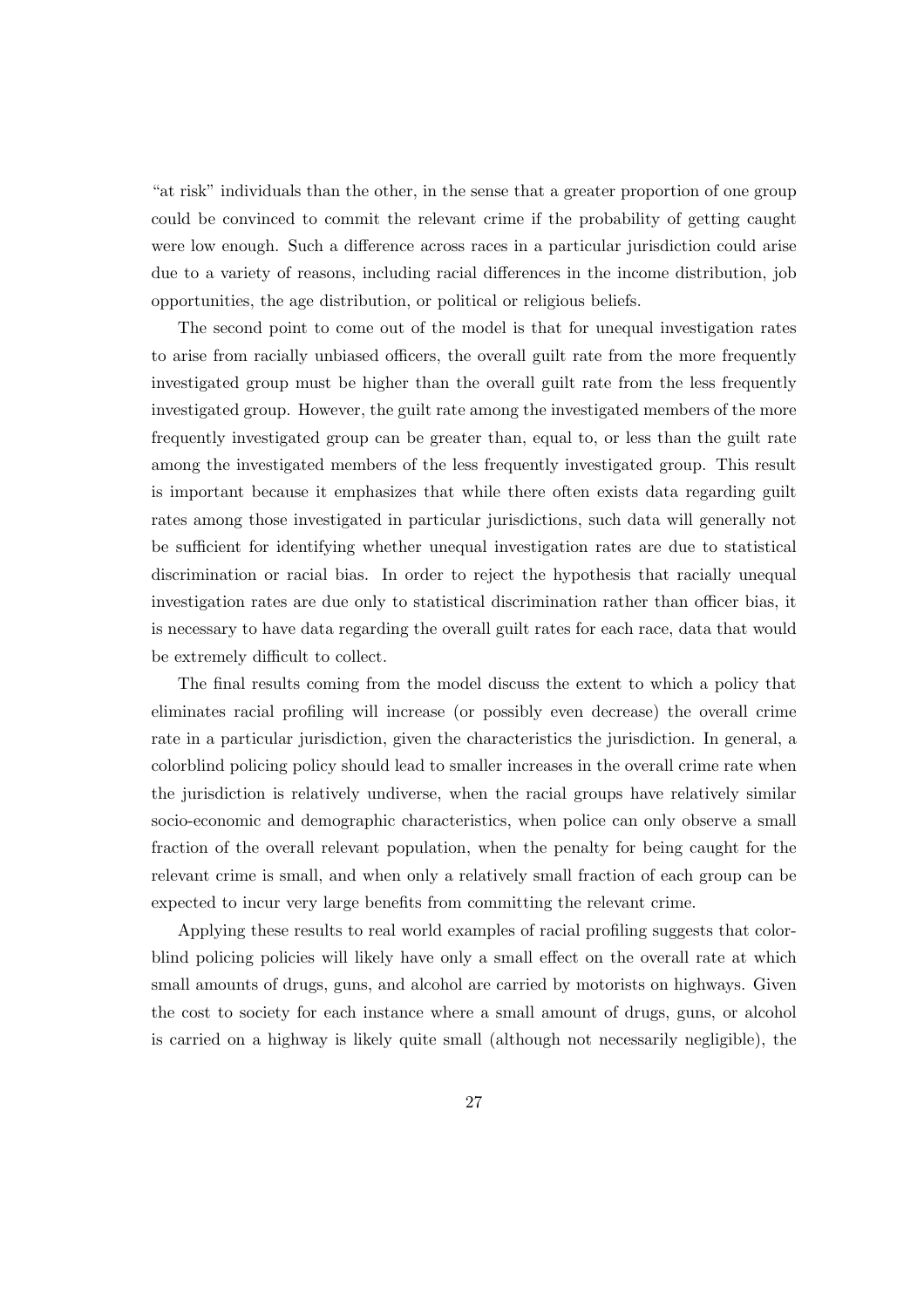"at risk" individuals than the other, in the sense that a greater proportion of one group could be convinced to commit the relevant crime if the probability of getting caught were low enough. Such a difference across races in a particular jurisdiction could arise due to a variety of reasons, including racial differences in the income distribution, job opportunities, the age distribution, or political or religious beliefs.

The second point to come out of the model is that for unequal investigation rates to arise from racially unbiased officers, the overall guilt rate from the more frequently investigated group must be higher than the overall guilt rate from the less frequently investigated group. However, the guilt rate among the investigated members of the more frequently investigated group can be greater than, equal to, or less than the guilt rate among the investigated members of the less frequently investigated group. This result is important because it emphasizes that while there often exists data regarding guilt rates among those investigated in particular jurisdictions, such data will generally not be sufficient for identifying whether unequal investigation rates are due to statistical discrimination or racial bias. In order to reject the hypothesis that racially unequal investigation rates are due only to statistical discrimination rather than officer bias, it is necessary to have data regarding the overall guilt rates for each race, data that would be extremely difficult to collect.

The final results coming from the model discuss the extent to which a policy that eliminates racial profiling will increase (or possibly even decrease) the overall crime rate in a particular jurisdiction, given the characteristics the jurisdiction. In general, a colorblind policing policy should lead to smaller increases in the overall crime rate when the jurisdiction is relatively undiverse, when the racial groups have relatively similar socio-economic and demographic characteristics, when police can only observe a small fraction of the overall relevant population, when the penalty for being caught for the relevant crime is small, and when only a relatively small fraction of each group can be expected to incur very large benefits from committing the relevant crime.

Applying these results to real world examples of racial profiling suggests that colorblind policing policies will likely have only a small effect on the overall rate at which small amounts of drugs, guns, and alcohol are carried by motorists on highways. Given the cost to society for each instance where a small amount of drugs, guns, or alcohol is carried on a highway is likely quite small (although not necessarily negligible), the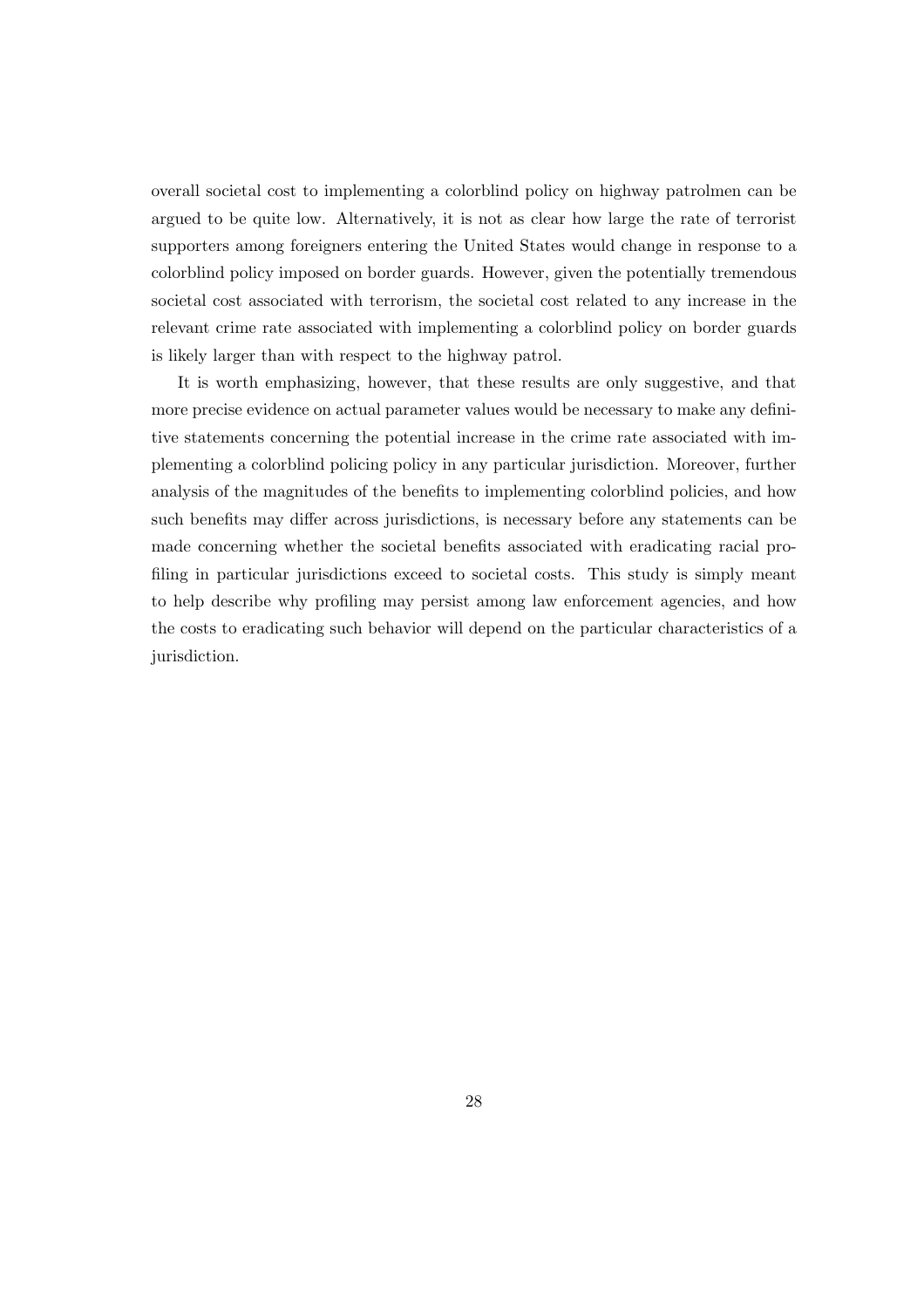overall societal cost to implementing a colorblind policy on highway patrolmen can be argued to be quite low. Alternatively, it is not as clear how large the rate of terrorist supporters among foreigners entering the United States would change in response to a colorblind policy imposed on border guards. However, given the potentially tremendous societal cost associated with terrorism, the societal cost related to any increase in the relevant crime rate associated with implementing a colorblind policy on border guards is likely larger than with respect to the highway patrol.

It is worth emphasizing, however, that these results are only suggestive, and that more precise evidence on actual parameter values would be necessary to make any definitive statements concerning the potential increase in the crime rate associated with implementing a colorblind policing policy in any particular jurisdiction. Moreover, further analysis of the magnitudes of the benefits to implementing colorblind policies, and how such benefits may differ across jurisdictions, is necessary before any statements can be made concerning whether the societal benefits associated with eradicating racial profiling in particular jurisdictions exceed to societal costs. This study is simply meant to help describe why profiling may persist among law enforcement agencies, and how the costs to eradicating such behavior will depend on the particular characteristics of a jurisdiction.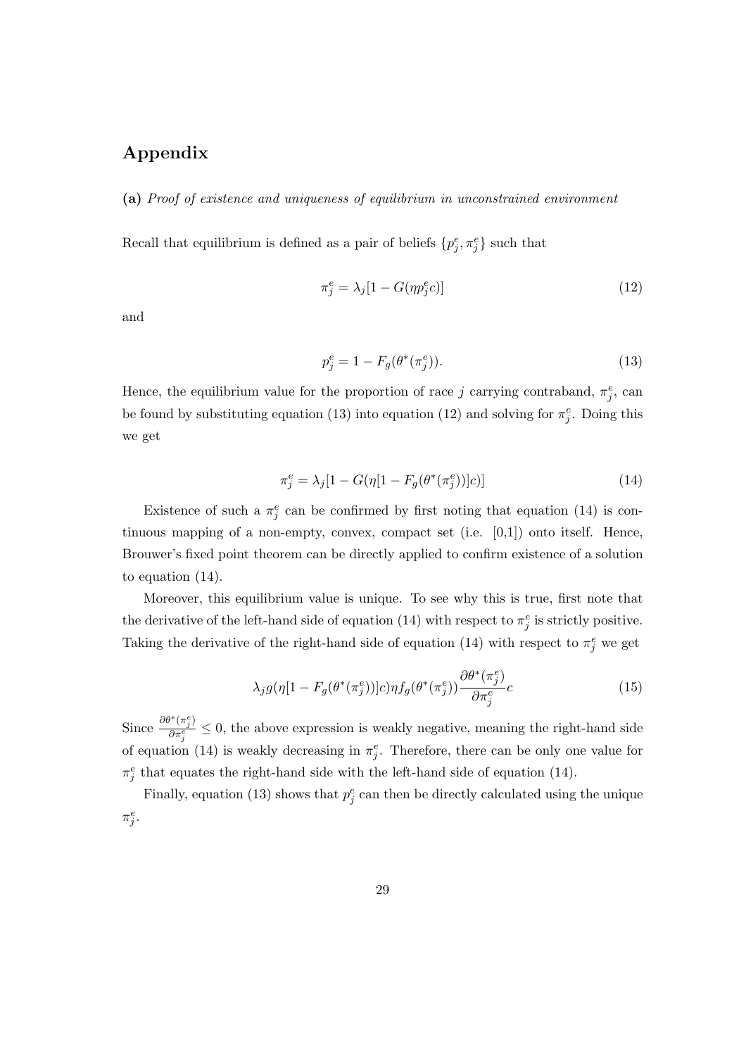# Appendix

**(a)** *Proof of existence and uniqueness of equilibrium in unconstrained environment*

Recall that equilibrium is defined as a pair of beliefs $\{p_j^e, \pi_j^e\}$ such that

$$\pi_j^e = \lambda_j[1 - G(\eta p_j^e c)] \tag{12}$$

and

$$p_j^e = 1 - F_g(\theta^*(\pi_j^e)). \tag{13}$$

Hence, the equilibrium value for the proportion of race $j$ carrying contraband, $\pi_j^e$, can be found by substituting equation (13) into equation (12) and solving for $\pi_j^e$. Doing this we get

$$\pi_j^e = \lambda_j[1 - G(\eta[1 - F_g(\theta^*(\pi_j^e))]c)] \tag{14}$$

Existence of such a $\pi_j^e$ can be confirmed by first noting that equation (14) is continuous mapping of a non-empty, convex, compact set (i.e. [0,1]) onto itself. Hence, Brouwer's fixed point theorem can be directly applied to confirm existence of a solution to equation (14).

Moreover, this equilibrium value is unique. To see why this is true, first note that the derivative of the left-hand side of equation (14) with respect to $\pi_j^e$ is strictly positive. Taking the derivative of the right-hand side of equation (14) with respect to $\pi_j^e$ we get

$$\lambda_j g(\eta[1 - F_g(\theta^*(\pi_j^e))]c)\eta f_g(\theta^*(\pi_j^e))\frac{\partial \theta^*(\pi_j^e)}{\partial \pi_j^e}c \tag{15}$$

Since $\frac{\partial \theta^*(\pi_j^e)}{\partial \pi_j^e} \leq 0$, the above expression is weakly negative, meaning the right-hand side of equation (14) is weakly decreasing in $\pi_j^e$. Therefore, there can be only one value for $\pi_j^e$ that equates the right-hand side with the left-hand side of equation (14).

Finally, equation (13) shows that $p_j^e$ can then be directly calculated using the unique $\pi_j^e$.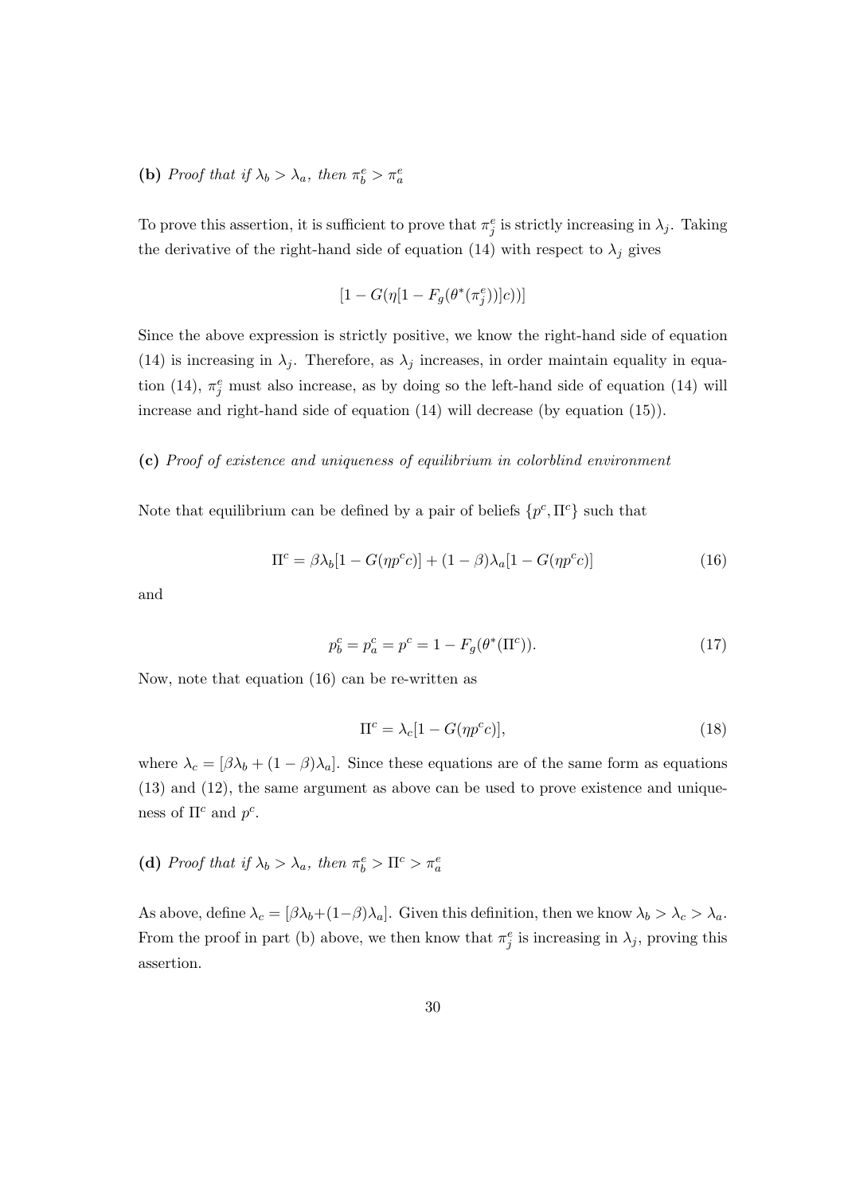**(b)** *Proof that if $\lambda_b > \lambda_a$, then $\pi_b^e > \pi_a^e$*

To prove this assertion, it is sufficient to prove that $\pi_j^e$ is strictly increasing in $\lambda_j$. Taking the derivative of the right-hand side of equation (14) with respect to $\lambda_j$ gives

$$[1 - G(\eta[1 - F_g(\theta^*(\pi_j^e))]c))]$$

Since the above expression is strictly positive, we know the right-hand side of equation (14) is increasing in $\lambda_j$. Therefore, as $\lambda_j$ increases, in order maintain equality in equation (14), $\pi_j^e$ must also increase, as by doing so the left-hand side of equation (14) will increase and right-hand side of equation (14) will decrease (by equation (15)).

**(c)** *Proof of existence and uniqueness of equilibrium in colorblind environment*

Note that equilibrium can be defined by a pair of beliefs $\{p^c, \Pi^c\}$ such that

$$\Pi^c = \beta\lambda_b[1 - G(\eta p^c c)] + (1 - \beta)\lambda_a[1 - G(\eta p^c c)] \tag{16}$$

and

$$p_b^c = p_a^c = p^c = 1 - F_g(\theta^*(\Pi^c)). \tag{17}$$

Now, note that equation (16) can be re-written as

$$\Pi^c = \lambda_c[1 - G(\eta p^c c)], \tag{18}$$

where $\lambda_c = [\beta\lambda_b + (1 - \beta)\lambda_a]$. Since these equations are of the same form as equations (13) and (12), the same argument as above can be used to prove existence and uniqueness of $\Pi^c$ and $p^c$.

**(d)** *Proof that if $\lambda_b > \lambda_a$, then $\pi_b^e > \Pi^c > \pi_a^e$*

As above, define $\lambda_c = [\beta\lambda_b + (1-\beta)\lambda_a]$. Given this definition, then we know $\lambda_b > \lambda_c > \lambda_a$. From the proof in part (b) above, we then know that $\pi_j^e$ is increasing in $\lambda_j$, proving this assertion.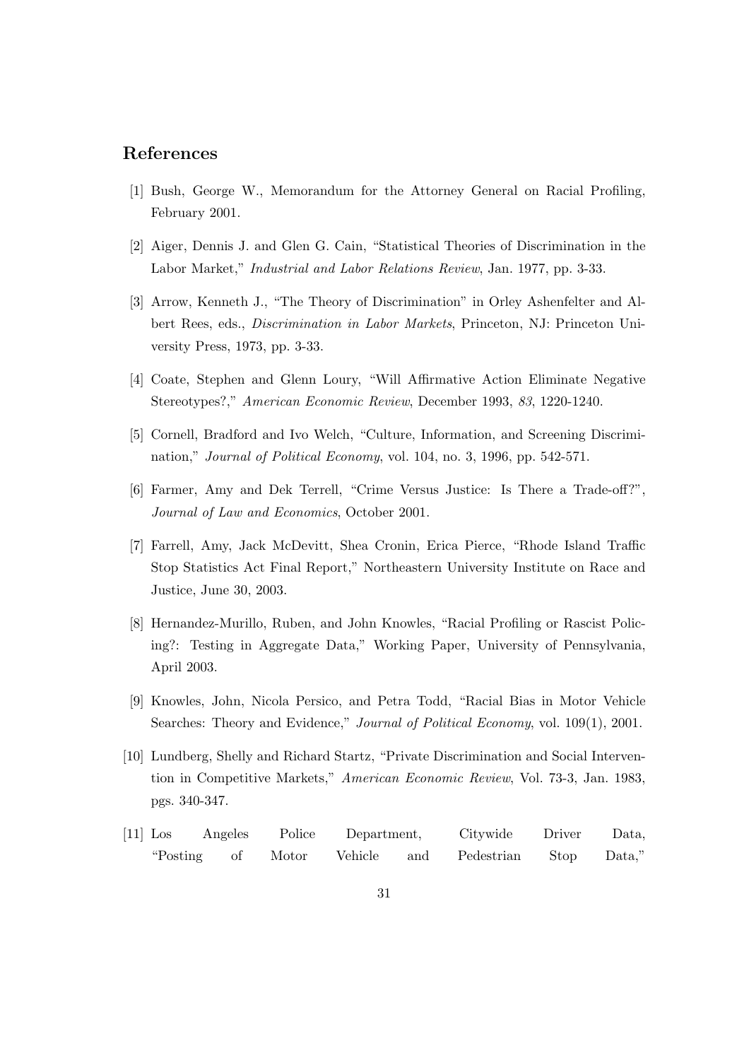## References

[1] Bush, George W., Memorandum for the Attorney General on Racial Profiling, February 2001.

[2] Aiger, Dennis J. and Glen G. Cain, "Statistical Theories of Discrimination in the Labor Market," *Industrial and Labor Relations Review*, Jan. 1977, pp. 3-33.

[3] Arrow, Kenneth J., "The Theory of Discrimination" in Orley Ashenfelter and Albert Rees, eds., *Discrimination in Labor Markets*, Princeton, NJ: Princeton University Press, 1973, pp. 3-33.

[4] Coate, Stephen and Glenn Loury, "Will Affirmative Action Eliminate Negative Stereotypes?," *American Economic Review*, December 1993, *83*, 1220-1240.

[5] Cornell, Bradford and Ivo Welch, "Culture, Information, and Screening Discrimination," *Journal of Political Economy*, vol. 104, no. 3, 1996, pp. 542-571.

[6] Farmer, Amy and Dek Terrell, "Crime Versus Justice: Is There a Trade-off?", *Journal of Law and Economics*, October 2001.

[7] Farrell, Amy, Jack McDevitt, Shea Cronin, Erica Pierce, "Rhode Island Traffic Stop Statistics Act Final Report," Northeastern University Institute on Race and Justice, June 30, 2003.

[8] Hernandez-Murillo, Ruben, and John Knowles, "Racial Profiling or Rascist Policing?: Testing in Aggregate Data," Working Paper, University of Pennsylvania, April 2003.

[9] Knowles, John, Nicola Persico, and Petra Todd, "Racial Bias in Motor Vehicle Searches: Theory and Evidence," *Journal of Political Economy*, vol. 109(1), 2001.

[10] Lundberg, Shelly and Richard Startz, "Private Discrimination and Social Intervention in Competitive Markets," *American Economic Review*, Vol. 73-3, Jan. 1983, pgs. 340-347.

[11] Los Angeles Police Department, Citywide Driver Data, "Posting of Motor Vehicle and Pedestrian Stop Data,"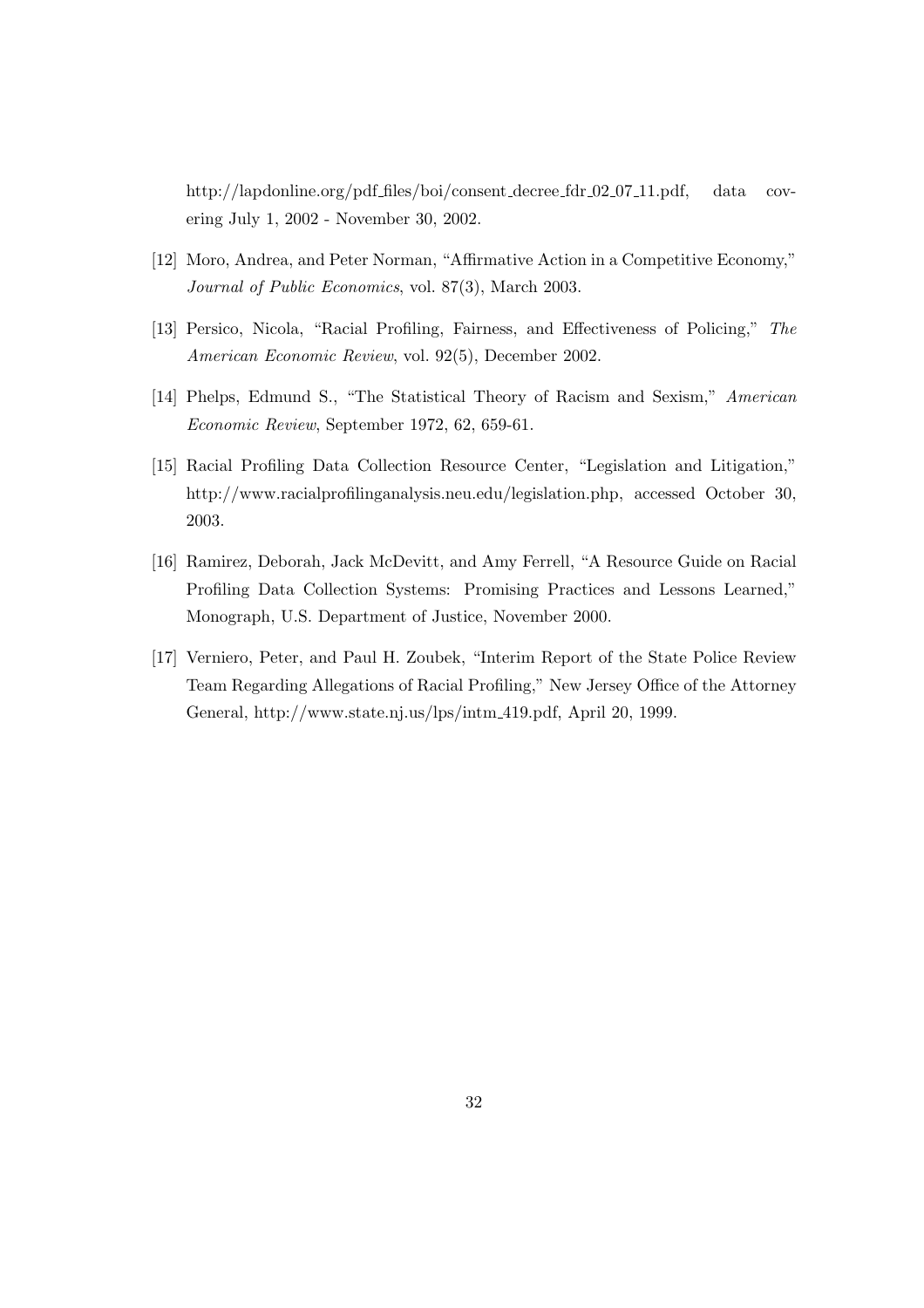http://lapdonline.org/pdf_files/boi/consent_decree_fdr_02_07_11.pdf, data covering July 1, 2002 - November 30, 2002.

[12] Moro, Andrea, and Peter Norman, "Affirmative Action in a Competitive Economy," *Journal of Public Economics*, vol. 87(3), March 2003.

[13] Persico, Nicola, "Racial Profiling, Fairness, and Effectiveness of Policing," *The American Economic Review*, vol. 92(5), December 2002.

[14] Phelps, Edmund S., "The Statistical Theory of Racism and Sexism," *American Economic Review*, September 1972, 62, 659-61.

[15] Racial Profiling Data Collection Resource Center, "Legislation and Litigation," http://www.racialprofilinganalysis.neu.edu/legislation.php, accessed October 30, 2003.

[16] Ramirez, Deborah, Jack McDevitt, and Amy Ferrell, "A Resource Guide on Racial Profiling Data Collection Systems: Promising Practices and Lessons Learned," Monograph, U.S. Department of Justice, November 2000.

[17] Verniero, Peter, and Paul H. Zoubek, "Interim Report of the State Police Review Team Regarding Allegations of Racial Profiling," New Jersey Office of the Attorney General, http://www.state.nj.us/lps/intm_419.pdf, April 20, 1999.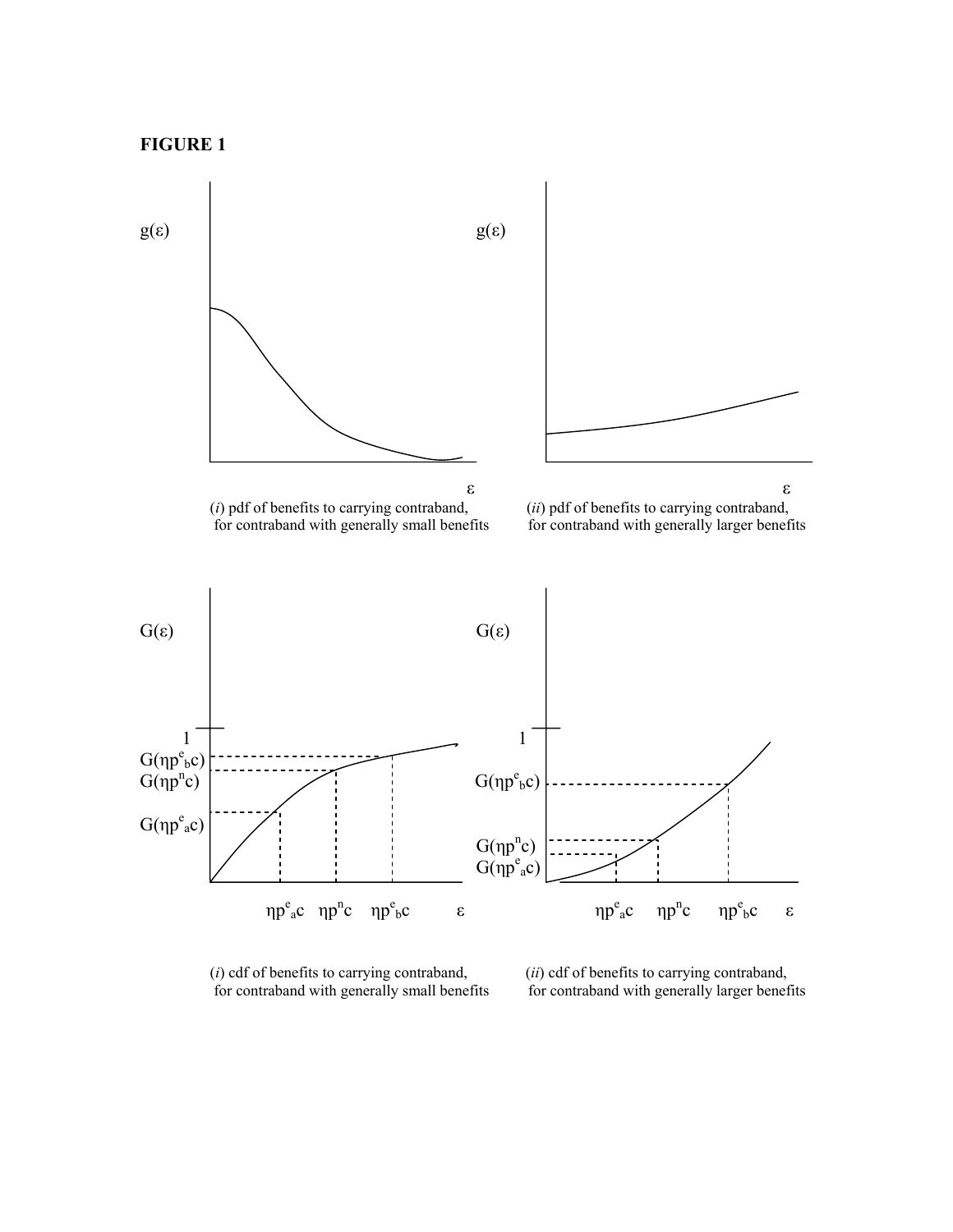**FIGURE 1**

$g(\varepsilon)$

$\varepsilon$

(*i*) pdf of benefits to carrying contraband, for contraband with generally small benefits

$g(\varepsilon)$

$\varepsilon$

(*ii*) pdf of benefits to carrying contraband, for contraband with generally larger benefits

$G(\varepsilon)$

1

$G(\eta p^e_b c)$

$G(\eta p^n c)$

$G(\eta p^e_a c)$

$\eta p^e_a c$ $\eta p^n c$ $\eta p^e_b c$ $\varepsilon$

(*i*) cdf of benefits to carrying contraband, for contraband with generally small benefits

$G(\varepsilon)$

1

$G(\eta p^e_b c)$

$G(\eta p^n c)$

$G(\eta p^e_a c)$

$\eta p^e_a c$ $\eta p^n c$ $\eta p^e_b c$ $\varepsilon$

(*ii*) cdf of benefits to carrying contraband, for contraband with generally larger benefits